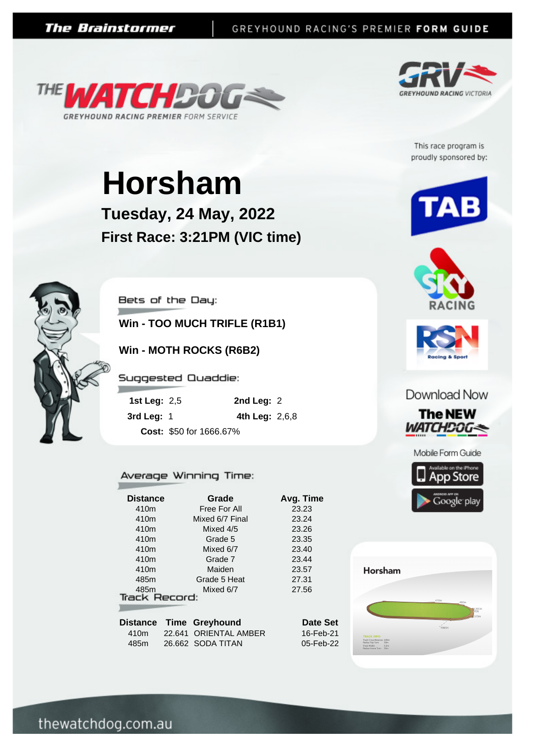The Brainstormer | GREYHOUND RACING'S PREMIER **FORM GUIDE**

THE WATCHDOG
GREYHOUND RACING PREMIER FORM SERVICE

# Horsham

## Tuesday, 24 May, 2022

## First Race: 3:21PM (VIC time)

This race program is proudly sponsored by:

### Bets of the Day:

**Win - TOO MUCH TRIFLE (R1B1)**

**Win - MOTH ROCKS (R6B2)**

### Suggested Quaddie:

**1st Leg:** 2,5 **2nd Leg:** 2

**3rd Leg:** 1 **4th Leg:** 2,6,8

**Cost:** $50 for 1666.67%

### Average Winning Time:

| Distance | Grade | Avg. Time |
|---|---|---|
| 410m | Free For All | 23.23 |
| 410m | Mixed 6/7 Final | 23.24 |
| 410m | Mixed 4/5 | 23.26 |
| 410m | Grade 5 | 23.35 |
| 410m | Mixed 6/7 | 23.40 |
| 410m | Grade 7 | 23.44 |
| 410m | Maiden | 23.57 |
| 485m | Grade 5 Heat | 27.31 |
| 485m | Mixed 6/7 | 27.56 |

### Track Record:

| Distance | Time | Greyhound | Date Set |
|---|---|---|---|
| 410m | 22.641 | ORIENTAL AMBER | 16-Feb-21 |
| 485m | 26.662 | SODA TITAN | 05-Feb-22 |

Download Now
The NEW WATCHDOG
Mobile Form Guide

Horsham

thewatchdog.com.au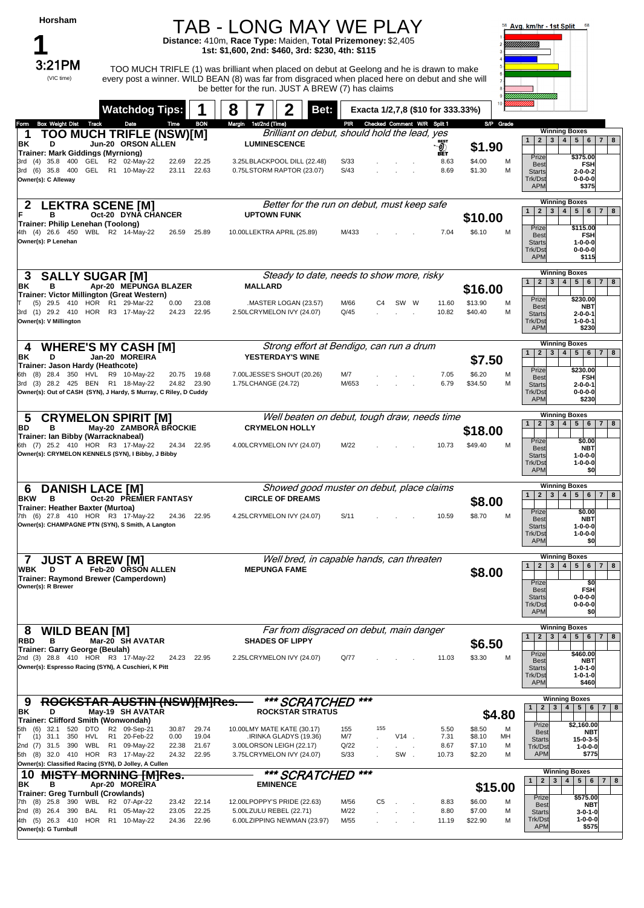# Horsham

## 1

**3:21PM** (VIC time)

# TAB - LONG MAY WE PLAY

**Distance:** 410m, **Race Type:** Maiden, **Total Prizemoney:** $2,405
**1st: $1,600, 2nd: $460, 3rd: $230, 4th: $115**

TOO MUCH TRIFLE (1) was brilliant when placed on debut at Geelong and he is drawn to make every post a winner. WILD BEAN (8) was far from disgraced when placed here on debut and she will be better for the run. JUST A BREW (7) has claims

**Watchdog Tips:** 1 | 8 | 7 | 2 | **Bet:** Exacta 1/2,7,8 ($10 for 333.33%)

Avg. km/hr - 1st Split (58–68)

---

### 1 TOO MUCH TRIFLE (NSW)[M]
*Brilliant on debut, should hold the lead, yes*

BK D Jun-20 ORSON ALLEN — LUMINESCENCE — **$1.90** (BEST BET)
Trainer: Mark Giddings (Myrniong)
Owner(s): C Alleway

| Form | Box | Weight | Dist | Track | Grade | Date | Time | BON | Margin | 1st/2nd (Time) | PIR | Checked | Comment | W/R | Split 1 | S/P | Grade |
|---|---|---|---|---|---|---|---|---|---|---|---|---|---|---|---|---|---|
| 3rd | (4) | 35.8 | 400 | GEL | R2 | 02-May-22 | 22.69 | 22.25 | 3.25L | BLACKPOOL DILL (22.48) | S/33 | | | | 8.63 | $4.00 | M |
| 3rd | (6) | 35.8 | 400 | GEL | R1 | 10-May-22 | 23.11 | 22.63 | 0.75L | STORM RAPTOR (23.07) | S/43 | | | | 8.69 | $1.30 | M |

Winning Boxes: Prize $375.00, Best FSH, Starts 2-0-0-2, Trk/Dst 0-0-0-0, APM $375

### 2 LEKTRA SCENE [M]
*Better for the run on debut, must keep safe*

F B Oct-20 DYNA CHANCER — UPTOWN FUNK — **$10.00**
Trainer: Philip Lenehan (Toolong)
Owner(s): P Lenehan

| Form | Box | Weight | Dist | Track | Grade | Date | Time | BON | Margin | 1st/2nd (Time) | PIR | Checked | Comment | W/R | Split 1 | S/P | Grade |
|---|---|---|---|---|---|---|---|---|---|---|---|---|---|---|---|---|---|
| 4th | (4) | 26.6 | 450 | WBL | R2 | 14-May-22 | 26.59 | 25.89 | 10.00L | LEKTRA APRIL (25.89) | M/433 | | | | 7.04 | $6.10 | M |

Winning Boxes: Prize $115.00, Best FSH, Starts 1-0-0-0, Trk/Dst 0-0-0-0, APM $115

### 3 SALLY SUGAR [M]
*Steady to date, needs to show more, risky*

BK B Apr-20 MEPUNGA BLAZER — MALLARD — **$16.00**
Trainer: Victor Millington (Great Western)
Owner(s): V Millington

| Form | Box | Weight | Dist | Track | Grade | Date | Time | BON | Margin | 1st/2nd (Time) | PIR | Checked | Comment | W/R | Split 1 | S/P | Grade |
|---|---|---|---|---|---|---|---|---|---|---|---|---|---|---|---|---|---|
| T | (5) | 29.5 | 410 | HOR | R1 | 29-Mar-22 | 0.00 | 23.08 | . | MASTER LOGAN (23.57) | M/66 | C4 | SW | W | 11.60 | $13.90 | M |
| 3rd | (1) | 29.2 | 410 | HOR | R3 | 17-May-22 | 24.23 | 22.95 | 2.50L | CRYMELON IVY (24.07) | Q/45 | | | | 10.82 | $40.40 | M |

Winning Boxes: Prize $230.00, Best NBT, Starts 2-0-0-1, Trk/Dst 1-0-0-1, APM $230

### 4 WHERE'S MY CASH [M]
*Strong effort at Bendigo, can run a drum*

BK D Jan-20 MOREIRA — YESTERDAY'S WINE — **$7.50**
Trainer: Jason Hardy (Heathcote)
Owner(s): Out of CASH (SYN), J Hardy, S Murray, C Riley, D Cuddy

| Form | Box | Weight | Dist | Track | Grade | Date | Time | BON | Margin | 1st/2nd (Time) | PIR | Checked | Comment | W/R | Split 1 | S/P | Grade |
|---|---|---|---|---|---|---|---|---|---|---|---|---|---|---|---|---|---|
| 6th | (8) | 28.4 | 350 | HVL | R9 | 10-May-22 | 20.75 | 19.68 | 7.00L | JESSE'S SHOUT (20.26) | M/7 | | | | 7.05 | $6.20 | M |
| 3rd | (3) | 28.2 | 425 | BEN | R1 | 18-May-22 | 24.82 | 23.90 | 1.75L | CHANGE (24.72) | M/653 | | | | 6.79 | $34.50 | M |

Winning Boxes: Prize $230.00, Best FSH, Starts 2-0-0-1, Trk/Dst 0-0-0-0, APM $230

### 5 CRYMELON SPIRIT [M]
*Well beaten on debut, tough draw, needs time*

BD B May-20 ZAMBORA BROCKIE — CRYMELON HOLLY — **$18.00**
Trainer: Ian Bibby (Warracknabeal)
Owner(s): CRYMELON KENNELS (SYN), I Bibby, J Bibby

| Form | Box | Weight | Dist | Track | Grade | Date | Time | BON | Margin | 1st/2nd (Time) | PIR | Checked | Comment | W/R | Split 1 | S/P | Grade |
|---|---|---|---|---|---|---|---|---|---|---|---|---|---|---|---|---|---|
| 6th | (7) | 25.2 | 410 | HOR | R3 | 17-May-22 | 24.34 | 22.95 | 4.00L | CRYMELON IVY (24.07) | M/22 | | | | 10.73 | $49.40 | M |

Winning Boxes: Prize $0.00, Best NBT, Starts 1-0-0-0, Trk/Dst 1-0-0-0, APM $0

### 6 DANISH LACE [M]
*Showed good muster on debut, place claims*

BKW B Oct-20 PREMIER FANTASY — CIRCLE OF DREAMS — **$8.00**
Trainer: Heather Baxter (Murtoa)
Owner(s): CHAMPAGNE PTN (SYN), S Smith, A Langton

| Form | Box | Weight | Dist | Track | Grade | Date | Time | BON | Margin | 1st/2nd (Time) | PIR | Checked | Comment | W/R | Split 1 | S/P | Grade |
|---|---|---|---|---|---|---|---|---|---|---|---|---|---|---|---|---|---|
| 7th | (6) | 27.8 | 410 | HOR | R3 | 17-May-22 | 24.36 | 22.95 | 4.25L | CRYMELON IVY (24.07) | S/11 | | | | 10.59 | $8.70 | M |

Winning Boxes: Prize $0.00, Best NBT, Starts 1-0-0-0, Trk/Dst 1-0-0-0, APM $0

### 7 JUST A BREW [M]
*Well bred, in capable hands, can threaten*

WBK D Feb-20 ORSON ALLEN — MEPUNGA FAME — **$8.00**
Trainer: Raymond Brewer (Camperdown)
Owner(s): R Brewer

Winning Boxes: Prize $0, Best FSH, Starts 0-0-0-0, Trk/Dst 0-0-0-0, APM $0

### 8 WILD BEAN [M]
*Far from disgraced on debut, main danger*

RBD B Mar-20 SH AVATAR — SHADES OF LIPPY — **$6.50**
Trainer: Garry George (Beulah)
Owner(s): Espresso Racing (SYN), A Cuschieri, K Pitt

| Form | Box | Weight | Dist | Track | Grade | Date | Time | BON | Margin | 1st/2nd (Time) | PIR | Checked | Comment | W/R | Split 1 | S/P | Grade |
|---|---|---|---|---|---|---|---|---|---|---|---|---|---|---|---|---|---|
| 2nd | (3) | 28.8 | 410 | HOR | R3 | 17-May-22 | 24.23 | 22.95 | 2.25L | CRYMELON IVY (24.07) | Q/77 | | | | 11.03 | $3.30 | M |

Winning Boxes: Prize $460.00, Best NBT, Starts 1-0-1-0, Trk/Dst 1-0-1-0, APM $460

### 9 ~~ROCKSTAR AUSTIN (NSW)[M]Res.~~
*** SCRATCHED ***

BK D May-19 SH AVATAR — ROCKSTAR STRATUS — **$4.80**
Trainer: Clifford Smith (Wonwondah)
Owner(s): Classified Racing (SYN), D Jolley, A Cullen

| Form | Box | Weight | Dist | Track | Grade | Date | Time | BON | Margin | 1st/2nd (Time) | PIR | Checked | Comment | W/R | Split 1 | S/P | Grade |
|---|---|---|---|---|---|---|---|---|---|---|---|---|---|---|---|---|---|
| 5th | (6) | 32.1 | 520 | DTO | R2 | 09-Sep-21 | 30.87 | 29.74 | 10.00L | MY MATE KATE (30.17) | 155 | 155 | | | 5.50 | $8.50 | M |
| T | (1) | 31.1 | 350 | HVL | R1 | 20-Feb-22 | 0.00 | 19.04 | . | IRINKA GLADYS (19.36) | M/7 | . | V14 | . | 7.31 | $8.10 | MH |
| 2nd | (7) | 31.5 | 390 | WBL | R1 | 09-May-22 | 22.38 | 21.67 | 3.00L | ORSON LEIGH (22.17) | Q/22 | | | | 8.67 | $7.10 | M |
| 5th | (8) | 32.0 | 410 | HOR | R3 | 17-May-22 | 24.32 | 22.95 | 3.75L | CRYMELON IVY (24.07) | S/33 | . | SW | . | 10.73 | $2.20 | M |

Winning Boxes: Prize $2,160.00, Best NBT, Starts 15-0-3-5, Trk/Dst 1-0-0-0, APM $775

### 10 ~~MISTY MORNING [M]Res.~~
*** SCRATCHED ***

BK B Apr-20 MOREIRA — EMINENCE — **$15.00**
Trainer: Greg Turnbull (Crowlands)
Owner(s): G Turnbull

| Form | Box | Weight | Dist | Track | Grade | Date | Time | BON | Margin | 1st/2nd (Time) | PIR | Checked | Comment | W/R | Split 1 | S/P | Grade |
|---|---|---|---|---|---|---|---|---|---|---|---|---|---|---|---|---|---|
| 7th | (8) | 25.8 | 390 | WBL | R2 | 07-Apr-22 | 23.42 | 22.14 | 12.00L | POPPY'S PRIDE (22.63) | M/56 | C5 | | | 8.83 | $6.00 | M |
| 2nd | (8) | 26.4 | 390 | BAL | R1 | 05-May-22 | 23.05 | 22.25 | 5.00L | ZULU REBEL (22.71) | M/22 | | | | 8.80 | $7.00 | M |
| 4th | (5) | 26.3 | 410 | HOR | R1 | 10-May-22 | 24.36 | 22.96 | 6.00L | ZIPPING NEWMAN (23.97) | M/55 | | | | 11.19 | $22.90 | M |

Winning Boxes: Prize $575.00, Best NBT, Starts 3-0-1-0, Trk/Dst 1-0-0-0, APM $575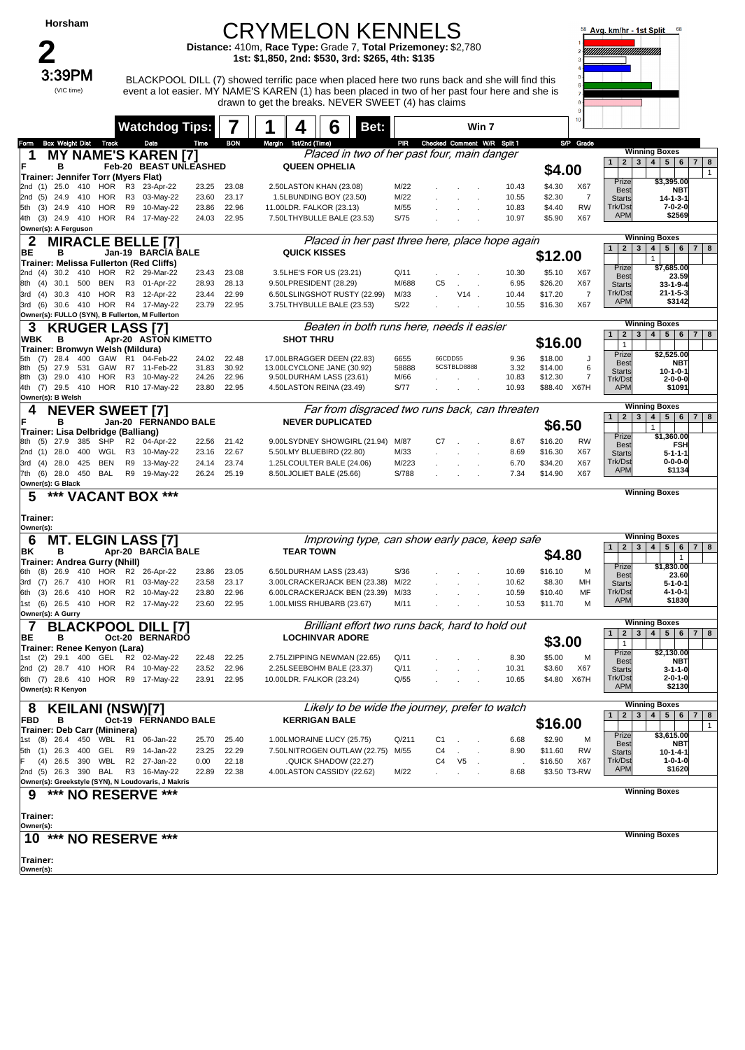Horsham

# 2

**3:39PM**

(VIC time)

# CRYMELON KENNELS

**Distance:** 410m, **Race Type:** Grade 7, **Total Prizemoney:** $2,780
**1st: $1,850, 2nd: $530, 3rd: $265, 4th: $135**

BLACKPOOL DILL (7) showed terrific pace when placed here two runs back and she will find this event a lot easier. MY NAME'S KAREN (1) has been placed in two of her past four here and she is drawn to get the breaks. NEVER SWEET (4) has claims

Avg. km/hr - 1st Split

**Watchdog Tips:** 7 | 1 | 4 | 6 | **Bet:** Win 7

| Form | Box | Weight | Dist | Track | | Date | Time | BON | Margin | 1st/2nd (Time) | PIR | Checked Comment W/R | Split 1 | S/P | Grade |
|---|---|---|---|---|---|---|---|---|---|---|---|---|---|---|---|

## 1 MY NAME'S KAREN [7]

*Placed in two of her past four, main danger*

F B Feb-20 BEAST UNLEASHED — QUEEN OPHELIA — **$4.00**

Trainer: Jennifer Torr (Myers Flat)

| Form | Box | Weight | Dist | Track | | Date | Time | BON | Margin | 1st/2nd (Time) | PIR | Checked Comment W/R | Split 1 | S/P | Grade |
|---|---|---|---|---|---|---|---|---|---|---|---|---|---|---|---|
| 2nd | (1) | 25.0 | 410 | HOR | R3 | 23-Apr-22 | 23.25 | 23.08 | 2.50 | ASTON KHAN (23.08) | M/22 | | 10.43 | $4.30 | X67 |
| 2nd | (5) | 24.9 | 410 | HOR | R3 | 03-May-22 | 23.60 | 23.17 | 1.5 | LBUNDING BOY (23.50) | M/22 | | 10.55 | $2.30 | 7 |
| 5th | (3) | 24.9 | 410 | HOR | R9 | 10-May-22 | 23.86 | 22.96 | 11.00 | LDR. FALKOR (23.13) | M/55 | | 10.83 | $4.40 | RW |
| 4th | (3) | 24.9 | 410 | HOR | R4 | 17-May-22 | 24.03 | 22.95 | 7.50 | LTHYBULLE BALE (23.53) | S/75 | | 10.97 | $5.90 | X67 |

Owner(s): A Ferguson

Winning Boxes: 8 — 1

| Prize | $3,395.00 |
|---|---|
| Best | NBT |
| Starts | 14-1-3-1 |
| Trk/Dst | 7-0-2-0 |
| APM | $2569 |

## 2 MIRACLE BELLE [7]

*Placed in her past three here, place hope again*

BE B Jan-19 BARCIA BALE — QUICK KISSES — **$12.00**

Trainer: Melissa Fullerton (Red Cliffs)

| Form | Box | Weight | Dist | Track | | Date | Time | BON | Margin | 1st/2nd (Time) | PIR | Checked Comment W/R | Split 1 | S/P | Grade |
|---|---|---|---|---|---|---|---|---|---|---|---|---|---|---|---|
| 2nd | (4) | 30.2 | 410 | HOR | R2 | 29-Mar-22 | 23.43 | 23.08 | 3.5 | LHE'S FOR US (23.21) | Q/11 | | 10.30 | $5.10 | X67 |
| 8th | (4) | 30.1 | 500 | BEN | R3 | 01-Apr-22 | 28.93 | 28.13 | 9.50 | LPRESIDENT (28.29) | M/688 | C5 | 6.95 | $26.20 | X67 |
| 3rd | (4) | 30.3 | 410 | HOR | R3 | 12-Apr-22 | 23.44 | 22.99 | 6.50 | LSLINGSHOT RUSTY (22.99) | M/33 | V14 | 10.44 | $17.20 | 7 |
| 3rd | (6) | 30.6 | 410 | HOR | R4 | 17-May-22 | 23.79 | 22.95 | 3.75 | LTHYBULLE BALE (23.53) | S/22 | | 10.55 | $16.30 | X67 |

Owner(s): FULLO (SYN), B Fullerton, M Fullerton

Winning Boxes: 4 — 1

| Prize | $7,685.00 |
|---|---|
| Best | 23.59 |
| Starts | 33-1-9-4 |
| Trk/Dst | 21-1-5-3 |
| APM | $3142 |

## 3 KRUGER LASS [7]

*Beaten in both runs here, needs it easier*

WBK B Apr-20 ASTON KIMETTO — SHOT THRU — **$16.00**

Trainer: Bronwyn Welsh (Mildura)

| Form | Box | Weight | Dist | Track | | Date | Time | BON | Margin | 1st/2nd (Time) | PIR | Checked Comment W/R | Split 1 | S/P | Grade |
|---|---|---|---|---|---|---|---|---|---|---|---|---|---|---|---|
| 5th | (7) | 28.4 | 400 | GAW | R1 | 04-Feb-22 | 24.02 | 22.48 | 17.00 | LBRAGGER DEEN (22.83) | 6655 | 66CDD55 | 9.36 | $18.00 | J |
| 8th | (5) | 27.9 | 531 | GAW | R7 | 11-Feb-22 | 31.83 | 30.92 | 13.00 | LCYCLONE JANE (30.92) | 58888 | 5CSTBLD8888 | 3.32 | $14.00 | 6 |
| 8th | (3) | 29.0 | 410 | HOR | R3 | 10-May-22 | 24.26 | 22.96 | 9.50 | LDURHAM LASS (23.61) | M/66 | | 10.83 | $12.30 | 7 |
| 4th | (7) | 29.5 | 410 | HOR | R10 | 17-May-22 | 23.80 | 22.95 | 4.50 | LASTON REINA (23.49) | S/77 | | 10.93 | $88.40 | X67H |

Owner(s): B Welsh

Winning Boxes: 1 — 1

| Prize | $2,525.00 |
|---|---|
| Best | NBT |
| Starts | 10-1-0-1 |
| Trk/Dst | 2-0-0-0 |
| APM | $1091 |

## 4 NEVER SWEET [7]

*Far from disgraced two runs back, can threaten*

F B Jan-20 FERNANDO BALE — NEVER DUPLICATED — **$6.50**

Trainer: Lisa Delbridge (Balliang)

| Form | Box | Weight | Dist | Track | | Date | Time | BON | Margin | 1st/2nd (Time) | PIR | Checked Comment W/R | Split 1 | S/P | Grade |
|---|---|---|---|---|---|---|---|---|---|---|---|---|---|---|---|
| 8th | (5) | 27.9 | 385 | SHP | R2 | 04-Apr-22 | 22.56 | 21.42 | 9.00 | LSYDNEY SHOWGIRL (21.94) | M/87 | C7 | 8.67 | $16.20 | RW |
| 2nd | (1) | 28.0 | 400 | WGL | R3 | 10-May-22 | 23.16 | 22.67 | 5.50 | LMY BLUEBIRD (22.80) | M/33 | | 8.69 | $16.30 | X67 |
| 3rd | (4) | 28.0 | 425 | BEN | R9 | 13-May-22 | 24.14 | 23.74 | 1.25 | LCOULTER BALE (24.06) | M/223 | | 6.70 | $34.20 | X67 |
| 7th | (6) | 28.0 | 450 | BAL | R9 | 19-May-22 | 26.24 | 25.19 | 8.50 | LJOLIET BALE (25.66) | S/788 | | 7.34 | $14.90 | X67 |

Owner(s): G Black

Winning Boxes: 4 — 1

| Prize | $1,360.00 |
|---|---|
| Best | FSH |
| Starts | 5-1-1-1 |
| Trk/Dst | 0-0-0-0 |
| APM | $1134 |

## 5 *** VACANT BOX ***

Trainer:
Owner(s):

Winning Boxes

## 6 MT. ELGIN LASS [7]

*Improving type, can show early pace, keep safe*

BK B Apr-20 BARCIA BALE — TEAR TOWN — **$4.80**

Trainer: Andrea Gurry (Nhill)

| Form | Box | Weight | Dist | Track | | Date | Time | BON | Margin | 1st/2nd (Time) | PIR | Checked Comment W/R | Split 1 | S/P | Grade |
|---|---|---|---|---|---|---|---|---|---|---|---|---|---|---|---|
| 6th | (8) | 26.9 | 410 | HOR | R2 | 26-Apr-22 | 23.86 | 23.05 | 6.50 | LDURHAM LASS (23.43) | S/36 | | 10.69 | $16.10 | M |
| 3rd | (7) | 26.7 | 410 | HOR | R1 | 03-May-22 | 23.58 | 23.17 | 3.00 | LCRACKERJACK BEN (23.38) | M/22 | | 10.62 | $8.30 | MH |
| 6th | (3) | 26.6 | 410 | HOR | R2 | 10-May-22 | 23.80 | 22.96 | 6.00 | LCRACKERJACK BEN (23.39) | M/33 | | 10.59 | $10.40 | MF |
| 1st | (6) | 26.5 | 410 | HOR | R2 | 17-May-22 | 23.60 | 22.95 | 1.00 | MISS RHUBARB (23.67) | M/11 | | 10.53 | $11.70 | M |

Owner(s): A Gurry

Winning Boxes: 6 — 1

| Prize | $1,830.00 |
|---|---|
| Best | 23.60 |
| Starts | 5-1-0-1 |
| Trk/Dst | 4-1-0-1 |
| APM | $1830 |

## 7 BLACKPOOL DILL [7]

*Brilliant effort two runs back, hard to hold out*

BE B Oct-20 BERNARDO — LOCHINVAR ADORE — **$3.00**

Trainer: Renee Kenyon (Lara)

| Form | Box | Weight | Dist | Track | | Date | Time | BON | Margin | 1st/2nd (Time) | PIR | Checked Comment W/R | Split 1 | S/P | Grade |
|---|---|---|---|---|---|---|---|---|---|---|---|---|---|---|---|
| 1st | (2) | 29.1 | 400 | GEL | R2 | 02-May-22 | 22.48 | 22.25 | 2.75 | LZIPPING NEWMAN (22.65) | Q/11 | | 8.30 | $5.00 | M |
| 2nd | (2) | 28.7 | 410 | HOR | R4 | 10-May-22 | 23.52 | 22.96 | 2.25 | LSEEBOHM BALE (23.37) | Q/11 | | 10.31 | $3.60 | X67 |
| 6th | (7) | 28.6 | 410 | HOR | R9 | 17-May-22 | 23.91 | 22.95 | 10.00 | LDR. FALKOR (23.24) | Q/55 | | 10.65 | $4.80 | X67H |

Owner(s): R Kenyon

Winning Boxes: 2 — 1

| Prize | $2,130.00 |
|---|---|
| Best | NBT |
| Starts | 3-1-1-0 |
| Trk/Dst | 2-0-1-0 |
| APM | $2130 |

## 8 KEILANI (NSW)[7]

*Likely to be wide the journey, prefer to watch*

FBD B Oct-19 FERNANDO BALE — KERRIGAN BALE — **$16.00**

Trainer: Deb Carr (Mininera)

| Form | Box | Weight | Dist | Track | | Date | Time | BON | Margin | 1st/2nd (Time) | PIR | Checked Comment W/R | Split 1 | S/P | Grade |
|---|---|---|---|---|---|---|---|---|---|---|---|---|---|---|---|
| 1st | (8) | 26.4 | 450 | WBL | R1 | 06-Jan-22 | 25.70 | 25.40 | 1.00 | LMORAINE LUCY (25.75) | Q/211 | C1 | 6.68 | $2.90 | M |
| 5th | (1) | 26.3 | 400 | GEL | R9 | 14-Jan-22 | 23.25 | 22.29 | 7.50 | LNITROGEN OUTLAW (22.75) | M/55 | C4 | 8.90 | $11.60 | RW |
| F | (4) | 26.5 | 390 | WBL | R2 | 27-Jan-22 | 0.00 | 22.18 | . | QUICK SHADOW (22.27) | | C4 V5 | . | $16.50 | X67 |
| 2nd | (5) | 26.3 | 390 | BAL | R3 | 16-May-22 | 22.89 | 22.38 | 4.00 | LASTON CASSIDY (22.62) | M/22 | | 8.68 | $3.50 | T3-RW |

Owner(s): Greekstyle (SYN), N Loudovaris, J Makris

Winning Boxes: 8 — 1

| Prize | $3,615.00 |
|---|---|
| Best | NBT |
| Starts | 10-1-4-1 |
| Trk/Dst | 1-0-1-0 |
| APM | $1620 |

## 9 *** NO RESERVE ***

Trainer:
Owner(s):

Winning Boxes

## 10 *** NO RESERVE ***

Trainer:
Owner(s):

Winning Boxes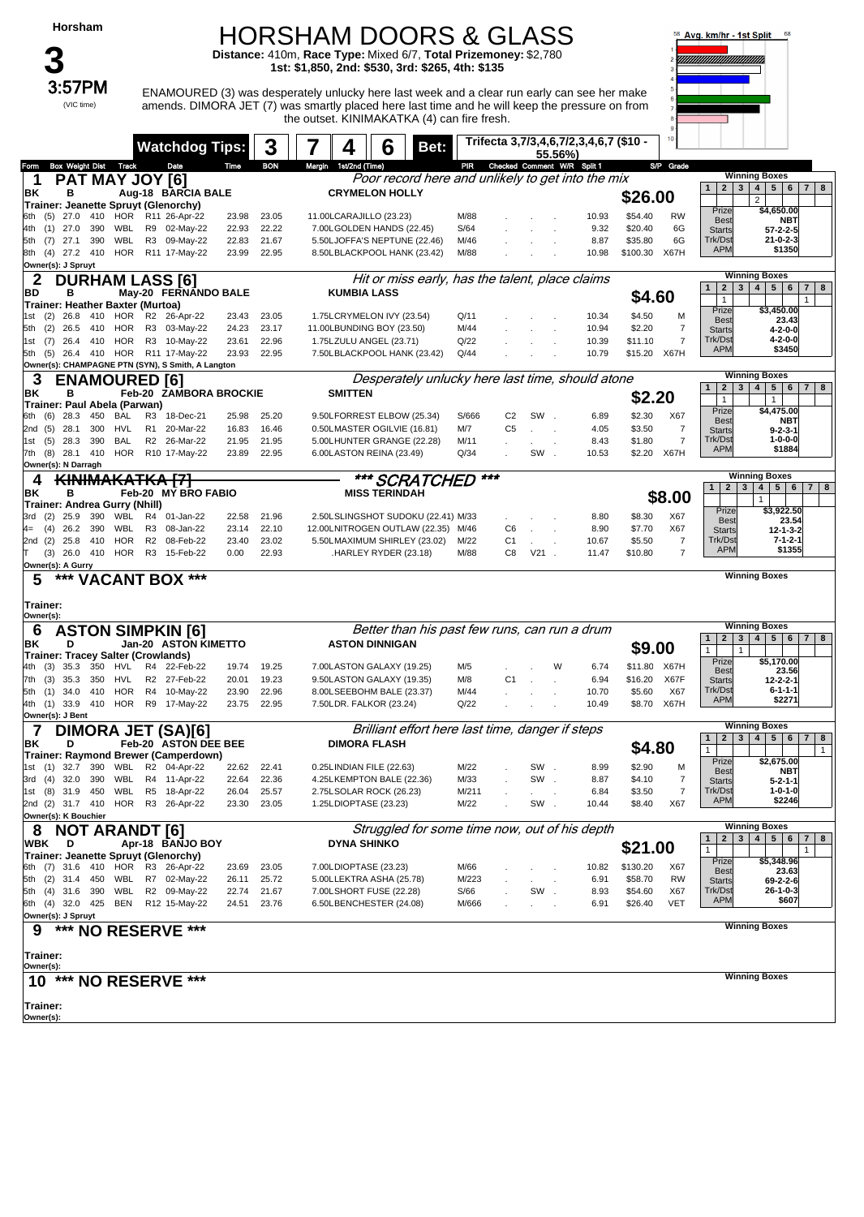# HORSHAM DOORS & GLASS

**Horsham**

**3**

**3:57PM** (VIC time)

**Distance:** 410m, **Race Type:** Mixed 6/7, **Total Prizemoney:** $2,780
**1st: $1,850, 2nd: $530, 3rd: $265, 4th: $135**

ENAMOURED (3) was desperately unlucky here last week and a clear run early can see her make amends. DIMORA JET (7) was smartly placed here last time and he will keep the pressure on from the outset. KINIMAKATKA (4) can fire fresh.

**Watchdog Tips:** 3 | 7 | 4 | 6 | **Bet:** Trifecta 3,7/3,4,6,7/2,3,4,6,7 ($10 - 55.56%)

Avg. km/hr - 1st Split (58–68)

---

## 1 PAT MAY JOY [6]

*Poor record here and unlikely to get into the mix*

BK B Aug-18 BARCIA BALE — CRYMELON HOLLY — **$26.00**
Trainer: Jeanette Spruyt (Glenorchy)

| Form | Box | Weight | Dist | Track | Race | Date | Time | BON | Margin | 1st/2nd (Time) | PIR | Checked | Comment | W/R | Split 1 | S/P | Grade |
|---|---|---|---|---|---|---|---|---|---|---|---|---|---|---|---|---|---|
| 6th | (5) | 27.0 | 410 | HOR | R11 | 26-Apr-22 | 23.98 | 23.05 | 11.00L | CARAJILLO (23.23) | M/88 | | | | 10.93 | $54.40 | RW |
| 4th | (1) | 27.0 | 390 | WBL | R9 | 02-May-22 | 22.93 | 22.22 | 7.00L | GOLDEN HANDS (22.45) | S/64 | | | | 9.32 | $20.40 | 6G |
| 5th | (7) | 27.1 | 390 | WBL | R3 | 09-May-22 | 22.83 | 21.67 | 5.50L | JOFFA'S NEPTUNE (22.46) | M/46 | | | | 8.87 | $35.80 | 6G |
| 8th | (4) | 27.2 | 410 | HOR | R11 | 17-May-22 | 23.99 | 22.95 | 8.50L | BLACKPOOL HANK (23.42) | M/88 | | | | 10.98 | $100.30 | X67H |

Owner(s): J Spruyt

Winning Boxes: 1: –, 2: 2, 3: –, 4: –, 5: –, 6: –, 7: –, 8: –
Prize $4,650.00 | Best NBT | Starts 57-2-2-5 | Trk/Dst 21-0-2-3 | APM $1350

## 2 DURHAM LASS [6]

*Hit or miss early, has the talent, place claims*

BD B May-20 FERNANDO BALE — KUMBIA LASS — **$4.60**
Trainer: Heather Baxter (Murtoa)

| Form | Box | Weight | Dist | Track | Race | Date | Time | BON | Margin | 1st/2nd (Time) | PIR | Checked | Comment | W/R | Split 1 | S/P | Grade |
|---|---|---|---|---|---|---|---|---|---|---|---|---|---|---|---|---|---|
| 1st | (2) | 26.8 | 410 | HOR | R2 | 26-Apr-22 | 23.43 | 23.05 | 1.75L | CRYMELON IVY (23.54) | Q/11 | | | | 10.34 | $4.50 | M |
| 5th | (2) | 26.5 | 410 | HOR | R3 | 03-May-22 | 24.23 | 23.17 | 11.00L | BUNDING BOY (23.50) | M/44 | | | | 10.94 | $2.20 | 7 |
| 1st | (7) | 26.4 | 410 | HOR | R3 | 10-May-22 | 23.61 | 22.96 | 1.75L | ZULU ANGEL (23.71) | Q/22 | | | | 10.39 | $11.10 | 7 |
| 5th | (5) | 26.4 | 410 | HOR | R11 | 17-May-22 | 23.93 | 22.95 | 7.50L | BLACKPOOL HANK (23.42) | Q/44 | | | | 10.79 | $15.20 | X67H |

Owner(s): CHAMPAGNE PTN (SYN), S Smith, A Langton

Winning Boxes: 1: 1, 2: –, 3: –, 4: –, 5: –, 6: –, 7: 1, 8: –
Prize $3,450.00 | Best 23.43 | Starts 4-2-0-0 | Trk/Dst 4-2-0-0 | APM $3450

## 3 ENAMOURED [6]

*Desperately unlucky here last time, should atone*

BK B Feb-20 ZAMBORA BROCKIE — SMITTEN — **$2.20**
Trainer: Paul Abela (Parwan)

| Form | Box | Weight | Dist | Track | Race | Date | Time | BON | Margin | 1st/2nd (Time) | PIR | Checked | Comment | W/R | Split 1 | S/P | Grade |
|---|---|---|---|---|---|---|---|---|---|---|---|---|---|---|---|---|---|
| 6th | (6) | 28.3 | 450 | BAL | R3 | 18-Dec-21 | 25.98 | 25.20 | 9.50L | FORREST ELBOW (25.34) | S/666 | C2 | SW | | 6.89 | $2.30 | X67 |
| 2nd | (5) | 28.1 | 300 | HVL | R1 | 20-Mar-22 | 16.83 | 16.46 | 0.50L | MASTER OGILVIE (16.81) | M/7 | C5 | | | 4.05 | $3.50 | 7 |
| 1st | (5) | 28.3 | 390 | BAL | R2 | 26-Mar-22 | 21.95 | 21.95 | 5.00L | HUNTER GRANGE (22.28) | M/11 | | | | 8.43 | $1.80 | 7 |
| 7th | (8) | 28.1 | 410 | HOR | R10 | 17-May-22 | 23.89 | 22.95 | 6.00L | ASTON REINA (23.49) | Q/34 | | SW | | 10.53 | $2.20 | X67H |

Owner(s): N Darragh

Winning Boxes: 1: 1, 2: –, 3: –, 4: –, 5: 1, 6: –, 7: –, 8: –
Prize $4,475.00 | Best NBT | Starts 9-2-3-1 | Trk/Dst 1-0-0-0 | APM $1884

## 4 ~~KINIMAKATKA [7]~~

*\*\*\* SCRATCHED \*\*\**

BK B Feb-20 MY BRO FABIO — MISS TERINDAH — **$8.00**
Trainer: Andrea Gurry (Nhill)

| Form | Box | Weight | Dist | Track | Race | Date | Time | BON | Margin | 1st/2nd (Time) | PIR | Checked | Comment | W/R | Split 1 | S/P | Grade |
|---|---|---|---|---|---|---|---|---|---|---|---|---|---|---|---|---|---|
| 3rd | (2) | 25.9 | 390 | WBL | R4 | 01-Jan-22 | 22.58 | 21.96 | 2.50L | SLINGSHOT SUDOKU (22.41) | M/33 | | | | 8.80 | $8.30 | X67 |
| 4= | (4) | 26.2 | 390 | WBL | R3 | 08-Jan-22 | 23.14 | 22.10 | 12.00L | NITROGEN OUTLAW (22.35) | M/46 | C6 | | | 8.90 | $7.70 | X67 |
| 2nd | (2) | 25.8 | 410 | HOR | R2 | 08-Feb-22 | 23.40 | 23.02 | 5.50L | MAXIMUM SHIRLEY (23.02) | M/22 | C1 | | | 10.67 | $5.50 | 7 |
| T | (3) | 26.0 | 410 | HOR | R3 | 15-Feb-22 | 0.00 | 22.93 | . | HARLEY RYDER (23.18) | M/88 | C8 | V21 | | 11.47 | $10.80 | 7 |

Owner(s): A Gurry

Winning Boxes: 1: –, 2: –, 3: –, 4: 1, 5: –, 6: –, 7: –, 8: –
Prize $3,922.50 | Best 23.54 | Starts 12-1-3-2 | Trk/Dst 7-1-2-1 | APM $1355

## 5 \*\*\* VACANT BOX \*\*\*

Trainer:
Owner(s):

Winning Boxes

## 6 ASTON SIMPKIN [6]

*Better than his past few runs, can run a drum*

BK B Jan-20 ASTON KIMETTO — ASTON DINNIGAN — **$9.00**
Trainer: Tracey Salter (Crowlands)

| Form | Box | Weight | Dist | Track | Race | Date | Time | BON | Margin | 1st/2nd (Time) | PIR | Checked | Comment | W/R | Split 1 | S/P | Grade |
|---|---|---|---|---|---|---|---|---|---|---|---|---|---|---|---|---|---|
| 4th | (3) | 35.3 | 350 | HVL | R4 | 22-Feb-22 | 19.74 | 19.25 | 7.00L | ASTON GALAXY (19.25) | M/5 | | | W | 6.74 | $11.80 | X67H |
| 7th | (3) | 35.3 | 350 | HVL | R2 | 27-Feb-22 | 20.01 | 19.23 | 9.50L | ASTON GALAXY (19.35) | M/8 | C1 | | | 6.94 | $16.20 | X67F |
| 5th | (1) | 34.0 | 410 | HOR | R4 | 10-May-22 | 23.90 | 22.96 | 8.00L | SEEBOHM BALE (23.37) | M/44 | | | | 10.70 | $5.60 | X67 |
| 4th | (1) | 33.9 | 410 | HOR | R9 | 17-May-22 | 23.75 | 22.95 | 7.50L | DR. FALKOR (23.24) | Q/22 | | | | 10.49 | $8.70 | X67H |

Owner(s): J Bent

Winning Boxes: 1: 1, 2: –, 3: 1, 4: –, 5: –, 6: –, 7: –, 8: –
Prize $5,170.00 | Best 23.56 | Starts 12-2-2-1 | Trk/Dst 6-1-1-1 | APM $2271

## 7 DIMORA JET (SA)[6]

*Brilliant effort here last time, danger if steps*

BK D Feb-20 ASTON DEE BEE — DIMORA FLASH — **$4.80**
Trainer: Raymond Brewer (Camperdown)

| Form | Box | Weight | Dist | Track | Race | Date | Time | BON | Margin | 1st/2nd (Time) | PIR | Checked | Comment | W/R | Split 1 | S/P | Grade |
|---|---|---|---|---|---|---|---|---|---|---|---|---|---|---|---|---|---|
| 1st | (1) | 32.7 | 390 | WBL | R2 | 04-Apr-22 | 22.62 | 22.41 | 0.25L | INDIAN FILE (22.63) | M/22 | | SW | | 8.99 | $2.90 | M |
| 3rd | (4) | 32.0 | 390 | WBL | R4 | 11-Apr-22 | 22.64 | 22.36 | 4.25L | KEMPTON BALE (22.36) | M/33 | | SW | | 8.87 | $4.10 | 7 |
| 1st | (8) | 31.9 | 450 | WBL | R5 | 18-Apr-22 | 26.04 | 25.57 | 2.75L | SOLAR ROCK (26.23) | M/211 | | | | 6.84 | $3.50 | 7 |
| 2nd | (2) | 31.7 | 410 | HOR | R3 | 26-Apr-22 | 23.30 | 23.05 | 1.25L | DIOPTASE (23.23) | M/22 | | SW | | 10.44 | $8.40 | X67 |

Owner(s): K Bouchier

Winning Boxes: 1: 1, 2: –, 3: –, 4: –, 5: –, 6: –, 7: –, 8: 1
Prize $2,675.00 | Best NBT | Starts 5-2-1-1 | Trk/Dst 1-0-1-0 | APM $2246

## 8 NOT ARANDT [6]

*Struggled for some time now, out of his depth*

WBK D Apr-18 BANJO BOY — DYNA SHINKO — **$21.00**
Trainer: Jeanette Spruyt (Glenorchy)

| Form | Box | Weight | Dist | Track | Race | Date | Time | BON | Margin | 1st/2nd (Time) | PIR | Checked | Comment | W/R | Split 1 | S/P | Grade |
|---|---|---|---|---|---|---|---|---|---|---|---|---|---|---|---|---|---|
| 6th | (7) | 31.6 | 410 | HOR | R3 | 26-Apr-22 | 23.69 | 23.05 | 7.00L | DIOPTASE (23.23) | M/66 | | | | 10.82 | $130.20 | X67 |
| 5th | (2) | 31.4 | 450 | WBL | R7 | 02-May-22 | 26.11 | 25.72 | 5.00L | LEKTRA ASHA (25.78) | M/223 | | | | 6.91 | $58.70 | RW |
| 5th | (4) | 31.6 | 390 | WBL | R2 | 09-May-22 | 22.74 | 21.67 | 7.00L | SHORT FUSE (22.28) | S/66 | | SW | | 8.93 | $54.60 | X67 |
| 6th | (4) | 32.0 | 425 | BEN | R12 | 15-May-22 | 24.51 | 23.76 | 6.50L | BENCHESTER (24.08) | M/666 | | | | 6.91 | $26.40 | VET |

Owner(s): J Spruyt

Winning Boxes: 1: 1, 2: –, 3: –, 4: –, 5: –, 6: –, 7: 1, 8: –
Prize $5,348.96 | Best 23.63 | Starts 69-2-2-6 | Trk/Dst 26-1-0-3 | APM $607

## 9 \*\*\* NO RESERVE \*\*\*

Trainer:
Owner(s):

Winning Boxes

## 10 \*\*\* NO RESERVE \*\*\*

Trainer:
Owner(s):

Winning Boxes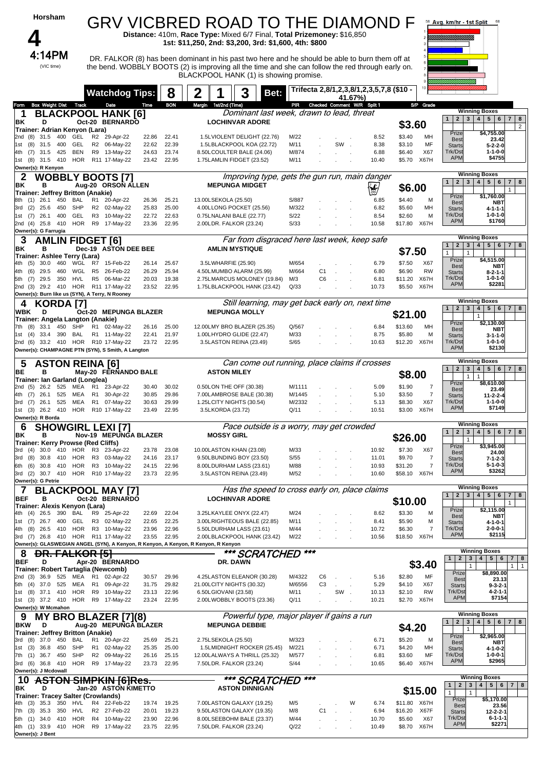# Horsham

## 4

**4:14PM** (VIC time)

# GRV VICBRED ROAD TO THE DIAMOND F

**Distance:** 410m, **Race Type:** Mixed 6/7 Final, **Total Prizemoney:** $16,850
**1st: $11,250, 2nd: $3,200, 3rd: $1,600, 4th: $800**

DR. FALKOR (8) has been dominant in his past two here and he should be able to burn them off at the bend. WOBBLY BOOTS (2) is improving all the time and she can follow the red through early on. BLACKPOOL HANK (1) is showing promise.

**Watchdog Tips:** 8 2 1 3 **Bet:** Trifecta 2,8/1,2,3,8/1,2,3,5,7,8 ($10 - 41.67%)

Avg. km/hr - 1st Split

---

### 1 BLACKPOOL HANK [6]
*Dominant last week, drawn to lead, threat*

BK D Oct-20 BERNARDO — LOCHINVAR ADORE
Trainer: Adrian Kenyon (Lara)
**$3.60**

| Form | Box | Weight | Dist | Track | Race | Date | Time | BON | Margin 1st/2nd (Time) | PIR | Checked | Comment | W/R | Split 1 | S/P | Grade |
|---|---|---|---|---|---|---|---|---|---|---|---|---|---|---|---|---|
| 2nd | (8) | 31.5 | 400 | GEL | R2 | 29-Apr-22 | 22.86 | 22.41 | 1.5L VIOLENT DELIGHT (22.76) | M/22 | | | | 8.52 | $3.40 | MH |
| 1st | (8) | 31.5 | 400 | GEL | R2 | 06-May-22 | 22.62 | 22.39 | 1.5L BLACKPOOL KOA (22.72) | M/11 | | SW | | 8.38 | $3.10 | MF |
| 4th | (7) | 31.5 | 425 | BEN | R9 | 13-May-22 | 24.63 | 23.74 | 8.50L COULTER BALE (24.06) | M/874 | | | | 6.88 | $6.40 | X67 |
| 1st | (8) | 31.5 | 410 | HOR | R11 | 17-May-22 | 23.42 | 22.95 | 1.75L AMLIN FIDGET (23.52) | M/11 | | | | 10.40 | $5.70 | X67H |

Owner(s): R Kenyon

Winning Boxes: 8 – 2
Prize $4,755.00 | Best 23.42 | Starts 5-2-2-0 | Trk/Dst 1-1-0-0 | APM $4755

---

### 2 WOBBLY BOOTS [7]
*Improving type, gets the gun run, main danger*

BK B Aug-20 ORSON ALLEN — MEPUNGA MIDGET
Trainer: Jeffrey Britton (Anakie)
**$6.00**

| Form | Box | Weight | Dist | Track | Race | Date | Time | BON | Margin 1st/2nd (Time) | PIR | Checked | Comment | W/R | Split 1 | S/P | Grade |
|---|---|---|---|---|---|---|---|---|---|---|---|---|---|---|---|---|
| 8th | (1) | 26.1 | 450 | BAL | R1 | 20-Apr-22 | 26.36 | 25.21 | 13.00L SEKOLA (25.50) | S/887 | | | | 6.85 | $4.40 | M |
| 3rd | (2) | 25.6 | 450 | SHP | R2 | 02-May-22 | 25.83 | 25.00 | 4.00L LONG POCKET (25.56) | M/322 | | | | 6.82 | $5.60 | MH |
| 1st | (7) | 26.1 | 400 | GEL | R3 | 10-May-22 | 22.72 | 22.63 | 0.75L NALANI BALE (22.77) | S/22 | | | | 8.54 | $2.60 | M |
| 2nd | (4) | 25.8 | 410 | HOR | R9 | 17-May-22 | 23.36 | 22.95 | 2.00L DR. FALKOR (23.24) | S/33 | | | | 10.58 | $17.80 | X67H |

Owner(s): G Farrugia

Winning Boxes: 7 – 1
Prize $1,760.00 | Best NBT | Starts 4-1-1-1 | Trk/Dst 1-0-1-0 | APM $1760

---

### 3 AMLIN FIDGET [6]
*Far from disgraced here last week, keep safe*

BK B Dec-19 ASTON DEE BEE — AMLIN MYSTIQUE
Trainer: Ashlee Terry (Lara)
**$7.50**

| Form | Box | Weight | Dist | Track | Race | Date | Time | BON | Margin 1st/2nd (Time) | PIR | Checked | Comment | W/R | Split 1 | S/P | Grade |
|---|---|---|---|---|---|---|---|---|---|---|---|---|---|---|---|---|
| 4th | (5) | 30.0 | 460 | WGL | R7 | 15-Feb-22 | 26.14 | 25.67 | 3.5L WHARFIE (25.90) | M/654 | | | | 6.79 | $7.50 | X67 |
| 4th | (6) | 29.5 | 460 | WGL | R5 | 26-Feb-22 | 26.29 | 25.94 | 4.50L MUMBO ALARM (25.99) | M/664 | C1 | | | 6.80 | $6.90 | RW |
| 5th | (7) | 29.5 | 350 | HVL | R5 | 06-Mar-22 | 20.03 | 19.38 | 2.75L MARCUS MOLONEY (19.84) | M/3 | C6 | | | 6.81 | $11.20 | X67H |
| 2nd | (3) | 29.2 | 410 | HOR | R11 | 17-May-22 | 23.52 | 22.95 | 1.75L BLACKPOOL HANK (23.42) | Q/33 | | | | 10.73 | $5.50 | X67H |

Owner(s): Burn like us (SYN), A Terry, N Rooney

Winning Boxes: 1 – 1, 3 – 1
Prize $4,515.00 | Best NBT | Starts 8-2-1-1 | Trk/Dst 1-0-1-0 | APM $2281

---

### 4 KORDA [7]
*Still learning, may get back early on, next time*

WBK D Oct-20 MEPUNGA BLAZER — MEPUNGA MOLLY
Trainer: Angela Langton (Anakie)
**$21.00**

| Form | Box | Weight | Dist | Track | Race | Date | Time | BON | Margin 1st/2nd (Time) | PIR | Checked | Comment | W/R | Split 1 | S/P | Grade |
|---|---|---|---|---|---|---|---|---|---|---|---|---|---|---|---|---|
| 7th | (8) | 33.1 | 450 | SHP | R1 | 02-May-22 | 26.16 | 25.00 | 12.00L MY BRO BLAZER (25.35) | Q/567 | | | | 6.84 | $13.60 | MH |
| 1st | (4) | 33.4 | 390 | BAL | R1 | 11-May-22 | 22.41 | 21.97 | 1.00L HYDRO GLIDE (22.47) | M/33 | | | | 8.75 | $5.80 | M |
| 2nd | (6) | 33.2 | 410 | HOR | R10 | 17-May-22 | 23.72 | 22.95 | 3.5L ASTON REINA (23.49) | S/65 | | | | 10.63 | $12.20 | X67H |

Owner(s): CHAMPAGNE PTN (SYN), S Smith, A Langton

Winning Boxes: 4 – 1
Prize $2,130.00 | Best NBT | Starts 3-1-1-0 | Trk/Dst 1-0-1-0 | APM $2130

---

### 5 ASTON REINA [6]
*Can come out running, place claims if crosses*

BE B May-20 FERNANDO BALE — ASTON MILEY
Trainer: Ian Garland (Longlea)
**$8.00**

| Form | Box | Weight | Dist | Track | Race | Date | Time | BON | Margin 1st/2nd (Time) | PIR | Checked | Comment | W/R | Split 1 | S/P | Grade |
|---|---|---|---|---|---|---|---|---|---|---|---|---|---|---|---|---|
| 2nd | (5) | 26.2 | 525 | MEA | R1 | 23-Apr-22 | 30.40 | 30.02 | 0.50L ON THE OFF (30.38) | M/1111 | | | | 5.09 | $1.90 | 7 |
| 4th | (7) | 26.1 | 525 | MEA | R1 | 30-Apr-22 | 30.85 | 29.86 | 7.00L AMBROSE BALE (30.38) | M/1445 | | | | 5.10 | $3.50 | 7 |
| 3rd | (7) | 26.1 | 525 | MEA | R1 | 07-May-22 | 30.63 | 29.99 | 1.25L CITY NIGHTS (30.54) | M/2332 | | | | 5.13 | $8.30 | X67 |
| 1st | (3) | 26.2 | 410 | HOR | R10 | 17-May-22 | 23.49 | 22.95 | 3.5L KORDA (23.72) | Q/11 | | | | 10.51 | $3.00 | X67H |

Owner(s): R Borda

Winning Boxes: 3 – 1, 4 – 1
Prize $8,610.00 | Best 23.49 | Starts 11-2-2-4 | Trk/Dst 1-1-0-0 | APM $7149

---

### 6 SHOWGIRL LEXI [7]
*Pace outside is a worry, may get crowded*

BK B Nov-19 MEPUNGA BLAZER — MOSSY GIRL
Trainer: Kerry Prowse (Red Cliffs)
**$26.00**

| Form | Box | Weight | Dist | Track | Race | Date | Time | BON | Margin 1st/2nd (Time) | PIR | Checked | Comment | W/R | Split 1 | S/P | Grade |
|---|---|---|---|---|---|---|---|---|---|---|---|---|---|---|---|---|
| 3rd | (4) | 30.0 | 410 | HOR | R3 | 23-Apr-22 | 23.78 | 23.08 | 10.00L ASTON KHAN (23.08) | M/33 | | | | 10.92 | $7.30 | X67 |
| 3rd | (8) | 30.8 | 410 | HOR | R3 | 03-May-22 | 24.16 | 23.17 | 9.50L BUNDING BOY (23.50) | S/55 | | | | 11.01 | $9.70 | 7 |
| 6th | (6) | 30.8 | 410 | HOR | R3 | 10-May-22 | 24.15 | 22.96 | 8.00L DURHAM LASS (23.61) | M/88 | | | | 10.93 | $31.20 | 7 |
| 3rd | (2) | 30.7 | 410 | HOR | R10 | 17-May-22 | 23.73 | 22.95 | 3.5L ASTON REINA (23.49) | M/52 | | | | 10.60 | $58.10 | X67H |

Owner(s): G Petrie

Winning Boxes: 3 – 1
Prize $3,945.00 | Best 24.00 | Starts 7-1-2-3 | Trk/Dst 5-1-0-3 | APM $3262

---

### 7 BLACKPOOL MAY [7]
*Has the speed to cross early on, place claims*

BEF B Oct-20 BERNARDO — LOCHINVAR ADORE
Trainer: Alexis Kenyon (Lara)
**$10.00**

| Form | Box | Weight | Dist | Track | Race | Date | Time | BON | Margin 1st/2nd (Time) | PIR | Checked | Comment | W/R | Split 1 | S/P | Grade |
|---|---|---|---|---|---|---|---|---|---|---|---|---|---|---|---|---|
| 4th | (4) | 26.5 | 390 | BAL | R9 | 25-Apr-22 | 22.69 | 22.04 | 3.25L KAYLEE ONYX (22.47) | M/24 | | | | 8.62 | $3.30 | M |
| 1st | (7) | 26.7 | 400 | GEL | R3 | 02-May-22 | 22.65 | 22.25 | 3.00L RIGHTEOUS BALE (22.85) | M/11 | | | | 8.41 | $5.90 | M |
| 4th | (8) | 26.5 | 410 | HOR | R3 | 10-May-22 | 23.96 | 22.96 | 5.50L DURHAM LASS (23.61) | M/44 | | | | 10.72 | $6.30 | 7 |
| 3rd | (7) | 26.8 | 410 | HOR | R11 | 17-May-22 | 23.55 | 22.95 | 2.00L BLACKPOOL HANK (23.42) | M/22 | | | | 10.56 | $18.50 | X67H |

Owner(s): GLASWEGIAN ANGEL (SYN), A Kenyon, R Kenyon, A Kenyon, R Kenyon, R Kenyon

Winning Boxes: 7 – 1
Prize $2,115.00 | Best NBT | Starts 4-1-0-1 | Trk/Dst 2-0-0-1 | APM $2115

---

### 8 ~~DR. FALKOR [5]~~
*** SCRATCHED ***

BEF D Apr-20 BERNARDO — DR. DAWN
Trainer: Robert Tartaglia (Newcomb)
**$3.40**

| Form | Box | Weight | Dist | Track | Race | Date | Time | BON | Margin 1st/2nd (Time) | PIR | Checked | Comment | W/R | Split 1 | S/P | Grade |
|---|---|---|---|---|---|---|---|---|---|---|---|---|---|---|---|---|
| 2nd | (3) | 36.9 | 525 | MEA | R1 | 02-Apr-22 | 30.57 | 29.96 | 4.25L ASTON ELEANOR (30.28) | M/4322 | C6 | | | 5.16 | $2.80 | MF |
| 5th | (4) | 37.0 | 525 | MEA | R1 | 09-Apr-22 | 31.75 | 29.82 | 21.00L CITY NIGHTS (30.32) | M/6556 | C3 | | | 5.29 | $4.10 | X67 |
| 1st | (8) | 37.1 | 410 | HOR | R9 | 10-May-22 | 23.13 | 22.96 | 6.50L GIOVANI (23.58) | M/11 | | SW | | 10.13 | $2.10 | RW |
| 1st | (3) | 37.2 | 410 | HOR | R9 | 17-May-22 | 23.24 | 22.95 | 2.00L WOBBLY BOOTS (23.36) | Q/11 | | | | 10.21 | $2.70 | X67H |

Owner(s): W Mcmahon

Winning Boxes: 3 – 1, 7 – 1, 8 – 1
Prize $8,890.00 | Best 23.13 | Starts 9-3-2-1 | Trk/Dst 4-2-1-1 | APM $7154

---

### 9 MY BRO BLAZER [7](8)
*Powerful type, major player if gains a run*

BKW D Aug-20 MEPUNGA BLAZER — MEPUNGA DEBBIE
Trainer: Jeffrey Britton (Anakie)
**$4.20**

| Form | Box | Weight | Dist | Track | Race | Date | Time | BON | Margin 1st/2nd (Time) | PIR | Checked | Comment | W/R | Split 1 | S/P | Grade |
|---|---|---|---|---|---|---|---|---|---|---|---|---|---|---|---|---|
| 3rd | (8) | 37.0 | 450 | BAL | R1 | 20-Apr-22 | 25.69 | 25.21 | 2.75L SEKOLA (25.50) | M/323 | | | | 6.71 | $5.20 | M |
| 1st | (3) | 36.8 | 450 | SHP | R1 | 02-May-22 | 25.35 | 25.00 | 1.5L MIDNIGHT ROCKER (25.45) | M/221 | | | | 6.71 | $4.20 | MH |
| 7th | (1) | 36.7 | 450 | SHP | R2 | 09-May-22 | 26.16 | 25.15 | 12.00L ALWAYS A THRILL (25.32) | M/577 | | | | 6.81 | $3.60 | MF |
| 3rd | (6) | 36.8 | 410 | HOR | R9 | 17-May-22 | 23.73 | 22.95 | 7.50L DR. FALKOR (23.24) | S/44 | | | | 10.65 | $6.40 | X67H |

Owner(s): J Mcdowall

Winning Boxes: 3 – 1
Prize $2,965.00 | Best NBT | Starts 4-1-0-2 | Trk/Dst 1-0-0-1 | APM $2965

---

### 10 ~~ASTON SIMPKIN [6]Res.~~
*** SCRATCHED ***

BK D Jan-20 ASTON KIMETTO — ASTON DINNIGAN
Trainer: Tracey Salter (Crowlands)
**$15.00**

| Form | Box | Weight | Dist | Track | Race | Date | Time | BON | Margin 1st/2nd (Time) | PIR | Checked | Comment | W/R | Split 1 | S/P | Grade |
|---|---|---|---|---|---|---|---|---|---|---|---|---|---|---|---|---|
| 4th | (3) | 35.3 | 350 | HVL | R4 | 22-Feb-22 | 19.74 | 19.25 | 7.00L ASTON GALAXY (19.25) | M/5 | | | W | 6.74 | $11.80 | X67H |
| 7th | (3) | 35.3 | 350 | HVL | R2 | 27-Feb-22 | 20.01 | 19.23 | 9.50L ASTON GALAXY (19.35) | M/8 | C1 | | | 6.94 | $16.20 | X67F |
| 5th | (1) | 34.0 | 410 | HOR | R4 | 10-May-22 | 23.90 | 22.96 | 8.00L SEEBOHM BALE (23.37) | M/44 | | | | 10.70 | $5.60 | X67 |
| 4th | (1) | 33.9 | 410 | HOR | R9 | 17-May-22 | 23.75 | 22.95 | 7.50L DR. FALKOR (23.24) | Q/22 | | | | 10.49 | $8.70 | X67H |

Owner(s): J Bent

Winning Boxes: 1 – 1, 3 – 1
Prize $5,170.00 | Best 23.56 | Starts 12-2-2-1 | Trk/Dst 6-1-1-1 | APM $2271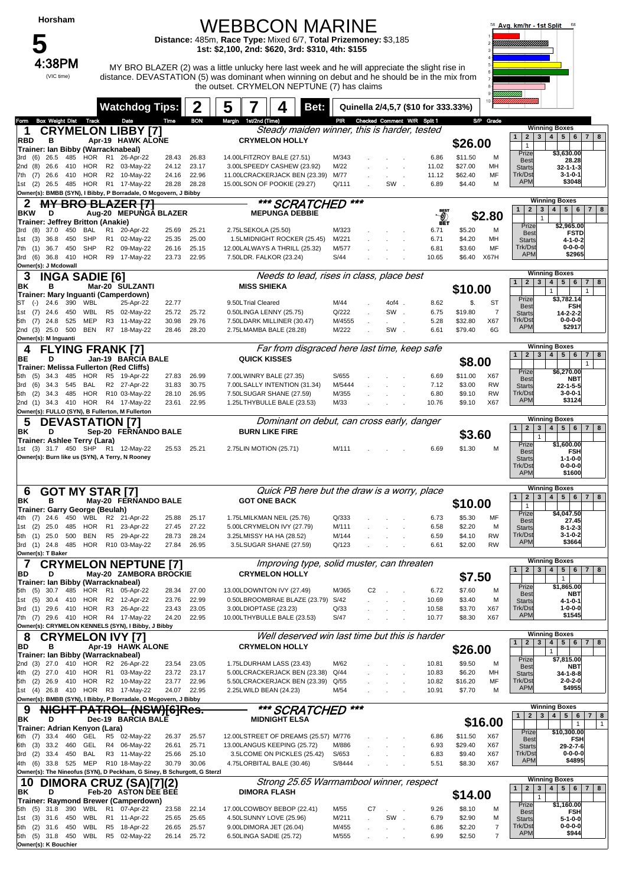# Horsham

# 5

**4:38PM** (VIC time)

## WEBBCON MARINE

**Distance:** 485m, **Race Type:** Mixed 6/7, **Total Prizemoney:** $3,185
**1st:** $2,100, **2nd:** $620, **3rd:** $310, **4th:** $155

MY BRO BLAZER (2) was a little unlucky here last week and he will appreciate the slight rise in distance. DEVASTATION (5) was dominant when winning on debut and he should be in the mix from the outset. CRYMELON NEPTUNE (7) has claims

**Watchdog Tips:** 2 (BON) | 5 | 7 | 4 | **Bet:** Quinella 2/4,5,7 ($10 for 333.33%)

Avg. km/hr - 1st Split

---

### 1 CRYMELON LIBBY [7]
*Steady maiden winner, this is harder, tested*

RBD B Apr-19 HAWK ALONE — CRYMELON HOLLY
Trainer: Ian Bibby (Warracknabeal)
**$26.00**

| Form | Box | Weight | Dist | Track | Grade | Date | Time | BON | Margin 1st/2nd (Time) | PIR | Checked Comment W/R | Split 1 | S/P | Grade |
|---|---|---|---|---|---|---|---|---|---|---|---|---|---|---|
| 3rd | (6) | 26.5 | 485 | HOR | R1 | 26-Apr-22 | 28.43 | 26.83 | 14.00 LFITZROY BALE (27.51) | M/343 | | 6.86 | $11.50 | M |
| 2nd | (8) | 26.6 | 410 | HOR | R2 | 03-May-22 | 24.12 | 23.17 | 3.00 LSPEEDY CASHEW (23.92) | M/22 | | 11.02 | $27.00 | MH |
| 7th | (7) | 26.6 | 410 | HOR | R2 | 10-May-22 | 24.16 | 22.96 | 11.00 LCRACKERJACK BEN (23.39) | M/77 | | 11.12 | $62.40 | MF |
| 1st | (2) | 26.5 | 485 | HOR | R1 | 17-May-22 | 28.28 | 28.28 | 15.00 LSON OF POOKIE (29.27) | Q/111 | SW | 6.89 | $4.40 | M |

Owner(s): BMBB (SYN), I Bibby, P Borradale, O Mcgovern, J Bibby

Winning Boxes: 1 (1) | Prize $3,630.00 | Best 28.28 | Starts 32-1-1-3 | Trk/Dst 3-1-0-1 | APM $3048

---

### 2 ~~MY BRO BLAZER [7]~~
*** SCRATCHED ***

BKW D Aug-20 MEPUNGA BLAZER — MEPUNGA DEBBIE
Trainer: Jeffrey Britton (Anakie)
**$2.80** (BEST BET)

| Form | Box | Weight | Dist | Track | Grade | Date | Time | BON | Margin 1st/2nd (Time) | PIR | Checked Comment W/R | Split 1 | S/P | Grade |
|---|---|---|---|---|---|---|---|---|---|---|---|---|---|---|
| 3rd | (8) | 37.0 | 450 | BAL | R1 | 20-Apr-22 | 25.69 | 25.21 | 2.75 LSEKOLA (25.50) | M/323 | | 6.71 | $5.20 | M |
| 1st | (3) | 36.8 | 450 | SHP | R1 | 02-May-22 | 25.35 | 25.00 | 1.5 LMIDNIGHT ROCKER (25.45) | M/221 | | 6.71 | $4.20 | MH |
| 7th | (1) | 36.7 | 450 | SHP | R2 | 09-May-22 | 26.16 | 25.15 | 12.00 LALWAYS A THRILL (25.32) | M/577 | | 6.81 | $3.60 | MF |
| 3rd | (6) | 36.8 | 410 | HOR | R9 | 17-May-22 | 23.73 | 22.95 | 7.50 LDR. FALKOR (23.24) | S/44 | | 10.65 | $6.40 | X67H |

Owner(s): J Mcdowall

Winning Boxes: 2 (1) | Prize $2,965.00 | Best FSTD | Starts 4-1-0-2 | Trk/Dst 0-0-0-0 | APM $2965

---

### 3 INGA SADIE [6]
*Needs to lead, rises in class, place best*

BK B Mar-20 SULZANTI — MISS SHIEKA
Trainer: Mary Inguanti (Camperdown)
**$10.00**

| Form | Box | Weight | Dist | Track | Grade | Date | Time | BON | Margin 1st/2nd (Time) | PIR | Checked Comment W/R | Split 1 | S/P | Grade |
|---|---|---|---|---|---|---|---|---|---|---|---|---|---|---|
| ST | (-) | 24.6 | 390 | WBL | | 25-Apr-22 | 22.77 | | 9.50 LTrial Cleared | M/44 | 4of4 | 8.62 | $. | ST |
| 1st | (7) | 24.6 | 450 | WBL | R5 | 02-May-22 | 25.72 | 25.72 | 0.50 LINGA LENNY (25.75) | Q/222 | SW | 6.75 | $19.80 | 7 |
| 5th | (7) | 24.8 | 525 | MEP | R3 | 11-May-22 | 30.98 | 29.76 | 7.50 LDARK MILLINER (30.47) | M/4555 | | 5.28 | $32.80 | X67 |
| 2nd | (3) | 25.0 | 500 | BEN | R7 | 18-May-22 | 28.46 | 28.20 | 2.75 LMAMBA BALE (28.28) | M/222 | SW | 6.61 | $79.40 | 6G |

Owner(s): M Inguanti

Winning Boxes: 4 (1), 8 (1) | Prize $3,782.14 | Best FSH | Starts 14-2-2-2 | Trk/Dst 0-0-0-0 | APM $2917

---

### 4 FLYING FRANK [7]
*Far from disgraced here last time, keep safe*

BE D Jan-19 BARCIA BALE — QUICK KISSES
Trainer: Melissa Fullerton (Red Cliffs)
**$8.00**

| Form | Box | Weight | Dist | Track | Grade | Date | Time | BON | Margin 1st/2nd (Time) | PIR | Checked Comment W/R | Split 1 | S/P | Grade |
|---|---|---|---|---|---|---|---|---|---|---|---|---|---|---|
| 5th | (5) | 34.3 | 485 | HOR | R5 | 19-Apr-22 | 27.83 | 26.99 | 7.00 LWINRY BALE (27.35) | S/655 | | 6.69 | $11.00 | X67 |
| 3rd | (6) | 34.3 | 545 | BAL | R2 | 27-Apr-22 | 31.83 | 30.75 | 7.00 LSALLY INTENTION (31.34) | M/5444 | | 7.12 | $3.00 | RW |
| 5th | (2) | 34.3 | 485 | HOR | R10 | 03-May-22 | 28.10 | 26.95 | 7.50 LSUGAR SHANE (27.59) | M/355 | | 6.80 | $9.10 | RW |
| 2nd | (1) | 34.3 | 410 | HOR | R4 | 17-May-22 | 23.61 | 22.95 | 1.25 LTHYBULLE BALE (23.53) | M/33 | | 10.76 | $9.10 | X67 |

Owner(s): FULLO (SYN), B Fullerton, M Fullerton

Winning Boxes: 7 (1) | Prize $6,270.00 | Best NBT | Starts 22-1-5-5 | Trk/Dst 3-0-0-1 | APM $3124

---

### 5 DEVASTATION [7]
*Dominant on debut, can cross early, danger*

BK D Sep-20 FERNANDO BALE — BURN LIKE FIRE
Trainer: Ashlee Terry (Lara)
**$3.60**

| Form | Box | Weight | Dist | Track | Grade | Date | Time | BON | Margin 1st/2nd (Time) | PIR | Checked Comment W/R | Split 1 | S/P | Grade |
|---|---|---|---|---|---|---|---|---|---|---|---|---|---|---|
| 1st | (3) | 31.7 | 450 | SHP | R1 | 12-May-22 | 25.53 | 25.21 | 2.75 LIN MOTION (25.71) | M/111 | | 6.69 | $1.30 | M |

Owner(s): Burn like us (SYN), A Terry, N Rooney

Winning Boxes: 3 (1) | Prize $1,600.00 | Best FSH | Starts 1-1-0-0 | Trk/Dst 0-0-0-0 | APM $1600

---

### 6 GOT MY STAR [7]
*Quick PB here but the draw is a worry, place*

BK B May-20 FERNANDO BALE — GOT ONE BACK
Trainer: Garry George (Beulah)
**$10.00**

| Form | Box | Weight | Dist | Track | Grade | Date | Time | BON | Margin 1st/2nd (Time) | PIR | Checked Comment W/R | Split 1 | S/P | Grade |
|---|---|---|---|---|---|---|---|---|---|---|---|---|---|---|
| 4th | (7) | 24.6 | 450 | WBL | R2 | 21-Apr-22 | 25.88 | 25.17 | 1.75 LMILKMAN NEIL (25.76) | Q/333 | | 6.73 | $5.30 | MF |
| 1st | (2) | 25.0 | 485 | HOR | R1 | 23-Apr-22 | 27.45 | 27.22 | 5.00 LCRYMELON IVY (27.79) | M/111 | | 6.58 | $2.20 | M |
| 5th | (1) | 25.0 | 500 | BEN | R5 | 29-Apr-22 | 28.73 | 28.24 | 3.25 LMISSY HA HA (28.52) | M/144 | | 6.59 | $4.10 | RW |
| 3rd | (1) | 24.8 | 485 | HOR | R10 | 03-May-22 | 27.84 | 26.95 | 3.5 LSUGAR SHANE (27.59) | Q/123 | | 6.61 | $2.00 | RW |

Owner(s): T Baker

Winning Boxes: 1 (1) | Prize $4,047.50 | Best 27.45 | Starts 8-1-2-3 | Trk/Dst 3-1-0-2 | APM $3664

---

### 7 CRYMELON NEPTUNE [7]
*Improving type, solid muster, can threaten*

BD D May-20 ZAMBORA BROCKIE — CRYMELON HOLLY
Trainer: Ian Bibby (Warracknabeal)
**$7.50**

| Form | Box | Weight | Dist | Track | Grade | Date | Time | BON | Margin 1st/2nd (Time) | PIR | Checked Comment W/R | Split 1 | S/P | Grade |
|---|---|---|---|---|---|---|---|---|---|---|---|---|---|---|
| 5th | (5) | 30.7 | 485 | HOR | R1 | 05-Apr-22 | 28.34 | 27.00 | 13.00 LDOWNTON IVY (27.49) | M/365 | C2 | 6.72 | $7.60 | M |
| 1st | (5) | 30.4 | 410 | HOR | R2 | 12-Apr-22 | 23.76 | 22.99 | 0.50 LBROOMBRAE BLAZE (23.79) | S/42 | | 10.69 | $3.40 | M |
| 3rd | (1) | 29.6 | 410 | HOR | R3 | 26-Apr-22 | 23.43 | 23.05 | 3.00 LDIOPTASE (23.23) | Q/33 | | 10.58 | $3.70 | X67 |
| 7th | (7) | 29.6 | 410 | HOR | R4 | 17-May-22 | 24.20 | 22.95 | 10.00 LTHYBULLE BALE (23.53) | S/47 | | 10.77 | $8.30 | X67 |

Owner(s): CRYMELON KENNELS (SYN), I Bibby, J Bibby

Winning Boxes: 5 (1) | Prize $1,865.00 | Best NBT | Starts 4-1-0-1 | Trk/Dst 1-0-0-0 | APM $1545

---

### 8 CRYMELON IVY [7]
*Well deserved win last time but this is harder*

BD B Apr-19 HAWK ALONE — CRYMELON HOLLY
Trainer: Ian Bibby (Warracknabeal)
**$26.00**

| Form | Box | Weight | Dist | Track | Grade | Date | Time | BON | Margin 1st/2nd (Time) | PIR | Checked Comment W/R | Split 1 | S/P | Grade |
|---|---|---|---|---|---|---|---|---|---|---|---|---|---|---|
| 2nd | (3) | 27.0 | 410 | HOR | R2 | 26-Apr-22 | 23.54 | 23.05 | 1.75 LDURHAM LASS (23.43) | M/62 | | 10.81 | $9.50 | M |
| 4th | (2) | 27.0 | 410 | HOR | R1 | 03-May-22 | 23.72 | 23.17 | 5.00 LCRACKERJACK BEN (23.38) | Q/44 | | 10.83 | $6.20 | MH |
| 5th | (2) | 26.9 | 410 | HOR | R2 | 10-May-22 | 23.77 | 22.96 | 5.50 LCRACKERJACK BEN (23.39) | Q/55 | | 10.82 | $16.20 | MF |
| 1st | (4) | 26.8 | 410 | HOR | R3 | 17-May-22 | 24.07 | 22.95 | 2.25 LWILD BEAN (24.23) | M/54 | | 10.91 | $7.70 | M |

Owner(s): BMBB (SYN), I Bibby, P Borradale, O Mcgovern, J Bibby

Winning Boxes: 4 (1) | Prize $7,815.00 | Best NBT | Starts 34-1-8-8 | Trk/Dst 2-0-2-0 | APM $4955

---

### 9 ~~NIGHT PATROL (NSW)[6]Res.~~
*** SCRATCHED ***

BK D Dec-19 BARCIA BALE — MIDNIGHT ELSA
Trainer: Adrian Kenyon (Lara)
**$16.00**

| Form | Box | Weight | Dist | Track | Grade | Date | Time | BON | Margin 1st/2nd (Time) | PIR | Checked Comment W/R | Split 1 | S/P | Grade |
|---|---|---|---|---|---|---|---|---|---|---|---|---|---|---|
| 6th | (7) | 33.4 | 460 | GEL | R5 | 02-May-22 | 26.37 | 25.57 | 12.00 LSTREET OF DREAMS (25.57) | M/776 | | 6.86 | $11.50 | X67 |
| 6th | (3) | 33.2 | 460 | GEL | R4 | 06-May-22 | 26.61 | 25.71 | 13.00 LANGUS KEEPING (25.72) | M/886 | | 6.93 | $29.40 | X67 |
| 3rd | (2) | 33.4 | 450 | BAL | R3 | 11-May-22 | 25.66 | 25.10 | 3.5 LCOME ON PICKLES (25.42) | S/653 | | 6.83 | $9.40 | X67 |
| 4th | (6) | 33.8 | 525 | MEP | R10 | 18-May-22 | 30.79 | 30.06 | 4.75 LORBITAL BALE (30.46) | S/8444 | | 5.51 | $8.30 | X67 |

Owner(s): The Nineofus (SYN), D Peckham, G Siney, B Schurgott, G Sterzl

Winning Boxes: 6 (1), 8 (1) | Prize $10,300.00 | Best FSH | Starts 29-2-7-6 | Trk/Dst 0-0-0-0 | APM $4895

---

### 10 DIMORA CRUZ (SA)[7](2)
*Strong 25.65 Warrnambool winner, respect*

BK D Feb-20 ASTON DEE BEE — DIMORA FLASH
Trainer: Raymond Brewer (Camperdown)
**$14.00**

| Form | Box | Weight | Dist | Track | Grade | Date | Time | BON | Margin 1st/2nd (Time) | PIR | Checked Comment W/R | Split 1 | S/P | Grade |
|---|---|---|---|---|---|---|---|---|---|---|---|---|---|---|
| 5th | (5) | 31.8 | 390 | WBL | R1 | 07-Apr-22 | 23.58 | 22.14 | 17.00 LCOWBOY BEBOP (22.41) | M/55 | C7 | 9.26 | $8.10 | M |
| 1st | (3) | 31.6 | 450 | WBL | R1 | 11-Apr-22 | 25.65 | 25.65 | 4.50 LSUNNY LOVE (25.96) | M/211 | SW | 6.79 | $2.90 | M |
| 5th | (2) | 31.6 | 450 | WBL | R5 | 18-Apr-22 | 26.65 | 25.57 | 9.00 LDIMORA JET (26.04) | M/455 | | 6.86 | $2.20 | 7 |
| 5th | (5) | 31.8 | 450 | WBL | R5 | 02-May-22 | 26.14 | 25.72 | 6.50 LINGA SADIE (25.72) | M/555 | | 6.99 | $2.50 | 7 |

Owner(s): K Bouchier

Winning Boxes: 3 (1) | Prize $1,160.00 | Best FSH | Starts 5-1-0-0 | Trk/Dst 0-0-0-0 | APM $944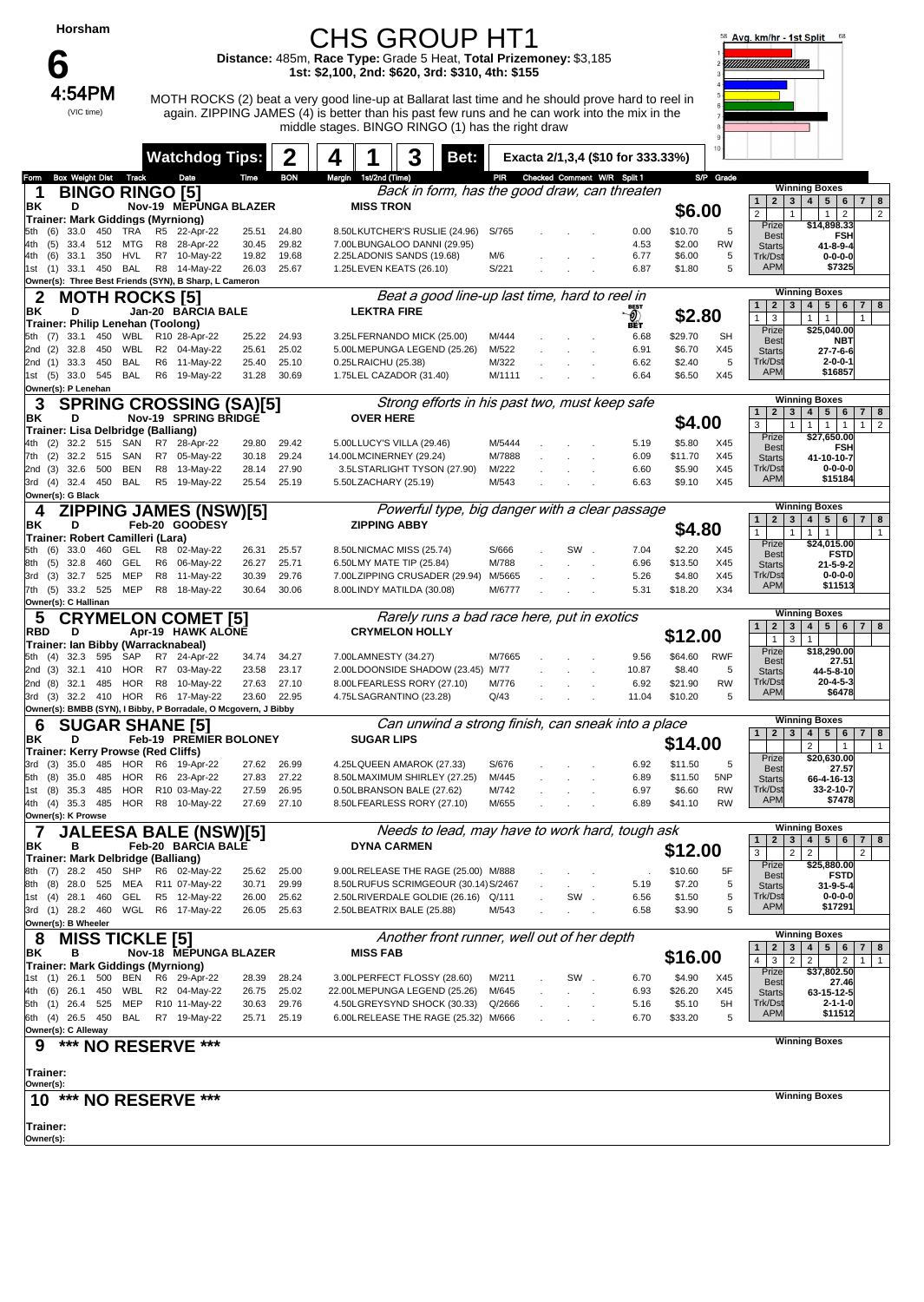# Horsham

## 6

**4:54PM** (VIC time)

# CHS GROUP HT1

**Distance:** 485m, **Race Type:** Grade 5 Heat, **Total Prizemoney:** $3,185
**1st: $2,100, 2nd: $620, 3rd: $310, 4th: $155**

MOTH ROCKS (2) beat a very good line-up at Ballarat last time and he should prove hard to reel in again. ZIPPING JAMES (4) is better than his past few runs and he can work into the mix in the middle stages. BINGO RINGO (1) has the right draw

**Watchdog Tips:** 2 4 1 3 **Bet:** Exacta 2/1,3,4 ($10 for 333.33%)

Avg. km/hr - 1st Split 58 - 68

---

### 1 BINGO RINGO [5]

*Back in form, has the good draw, can threaten*

BK D Nov-19 MEPUNGA BLAZER — MISS TRON — **$6.00**

Trainer: Mark Giddings (Myrniong)
Owner(s): Three Best Friends (SYN), B Sharp, L Cameron

| Form | Box | Weight | Dist | Track | Race | Date | Time | BON | Margin | 1st/2nd (Time) | PIR | Comment | Split 1 | S/P | Grade |
|---|---|---|---|---|---|---|---|---|---|---|---|---|---|---|---|
| 5th | (6) | 33.0 | 450 | TRA | R5 | 22-Apr-22 | 25.51 | 24.80 | 8.50 | KUTCHER'S RUSLIE (24.96) | S/765 | | 0.00 | $10.70 | 5 |
| 4th | (5) | 33.4 | 512 | MTG | R8 | 28-Apr-22 | 30.45 | 29.82 | 7.00 | BUNGALOO DANNI (29.95) | | | 4.53 | $2.00 | RW |
| 4th | (6) | 33.1 | 350 | HVL | R7 | 10-May-22 | 19.82 | 19.68 | 2.25 | ADONIS SANDS (19.68) | M/6 | | 6.77 | $6.00 | 5 |
| 1st | (1) | 33.1 | 450 | BAL | R8 | 14-May-22 | 26.03 | 25.67 | 1.25 | LEVEN KEATS (26.10) | S/221 | | 6.87 | $1.80 | 5 |

Winning Boxes: 1: 2, 3: 1, 6: 1, 7: 2, 8: 2
Prize $14,898.33 | Best FSH | Starts 41-8-9-4 | Trk/Dst 0-0-0-0 | APM $7325

---

### 2 MOTH ROCKS [5]

*Beat a good line-up last time, hard to reel in* — BEST BET

BK D Jan-20 BARCIA BALE — LEKTRA FIRE — **$2.80**

Trainer: Philip Lenehan (Toolong)
Owner(s): P Lenehan

| Form | Box | Weight | Dist | Track | Race | Date | Time | BON | Margin | 1st/2nd (Time) | PIR | Comment | Split 1 | S/P | Grade |
|---|---|---|---|---|---|---|---|---|---|---|---|---|---|---|---|
| 5th | (7) | 33.1 | 450 | WBL | R10 | 28-Apr-22 | 25.22 | 24.93 | 3.25 | FERNANDO MICK (25.00) | M/444 | | 6.68 | $29.70 | SH |
| 2nd | (2) | 32.8 | 450 | WBL | R2 | 04-May-22 | 25.61 | 25.02 | 5.00 | MEPUNGA LEGEND (25.26) | M/522 | | 6.91 | $6.70 | X45 |
| 2nd | (1) | 33.3 | 450 | BAL | R6 | 11-May-22 | 25.40 | 25.10 | 0.25 | RAICHU (25.38) | M/322 | | 6.62 | $2.40 | 5 |
| 1st | (5) | 33.0 | 545 | BAL | R6 | 19-May-22 | 31.28 | 30.69 | 1.75 | EL CAZADOR (31.40) | M/1111 | | 6.64 | $6.50 | X45 |

Winning Boxes: 1: 1, 2: 3, 4: 1, 5: 1, 7: 1
Prize $25,040.00 | Best NBT | Starts 27-7-6-6 | Trk/Dst 2-0-0-1 | APM $16857

---

### 3 SPRING CROSSING (SA)[5]

*Strong efforts in his past two, must keep safe*

BK D Nov-19 SPRING BRIDGE — OVER HERE — **$4.00**

Trainer: Lisa Delbridge (Balliang)
Owner(s): G Black

| Form | Box | Weight | Dist | Track | Race | Date | Time | BON | Margin | 1st/2nd (Time) | PIR | Comment | Split 1 | S/P | Grade |
|---|---|---|---|---|---|---|---|---|---|---|---|---|---|---|---|
| 4th | (2) | 32.2 | 515 | SAN | R7 | 28-Apr-22 | 29.80 | 29.42 | 5.00 | LUCY'S VILLA (29.46) | M/5444 | | 5.19 | $5.80 | X45 |
| 7th | (2) | 32.2 | 515 | SAN | R7 | 05-May-22 | 30.18 | 29.24 | 14.00 | LMCINERNEY (29.24) | M/7888 | | 6.09 | $11.70 | X45 |
| 2nd | (3) | 32.6 | 500 | BEN | R8 | 13-May-22 | 28.14 | 27.90 | 3.5 | LSTARLIGHT TYSON (27.90) | M/222 | | 6.60 | $5.90 | X45 |
| 3rd | (4) | 32.4 | 450 | BAL | R5 | 19-May-22 | 25.54 | 25.19 | 5.50 | LZACHARY (25.19) | M/543 | | 6.63 | $9.10 | X45 |

Winning Boxes: 1: 3, 3: 1, 4: 1, 5: 1, 6: 1, 7: 1, 8: 2
Prize $27,650.00 | Best FSH | Starts 41-10-10-7 | Trk/Dst 0-0-0-0 | APM $15184

---

### 4 ZIPPING JAMES (NSW)[5]

*Powerful type, big danger with a clear passage*

BK D Feb-20 GOODESY — ZIPPING ABBY — **$4.80**

Trainer: Robert Camilleri (Lara)
Owner(s): C Hallinan

| Form | Box | Weight | Dist | Track | Race | Date | Time | BON | Margin | 1st/2nd (Time) | PIR | Comment | Split 1 | S/P | Grade |
|---|---|---|---|---|---|---|---|---|---|---|---|---|---|---|---|
| 5th | (6) | 33.0 | 460 | GEL | R8 | 02-May-22 | 26.31 | 25.57 | 8.50 | LNICMAC MISS (25.74) | S/666 | SW | 7.04 | $2.20 | X45 |
| 8th | (5) | 32.8 | 460 | GEL | R6 | 06-May-22 | 26.27 | 25.71 | 6.50 | LMY MATE TIP (25.84) | M/788 | | 6.96 | $13.50 | X45 |
| 3rd | (3) | 32.7 | 525 | MEP | R8 | 11-May-22 | 30.39 | 29.76 | 7.00 | ZIPPING CRUSADER (29.94) | M/5665 | | 5.26 | $4.80 | X45 |
| 7th | (5) | 33.2 | 525 | MEP | R8 | 18-May-22 | 30.64 | 30.06 | 8.00 | LINDY MATILDA (30.08) | M/6777 | | 5.31 | $18.20 | X34 |

Winning Boxes: 1: 1, 3: 1, 4: 1, 5: 1, 8: 1
Prize $24,015.00 | Best FSTD | Starts 21-5-9-2 | Trk/Dst 0-0-0-0 | APM $11513

---

### 5 CRYMELON COMET [5]

*Rarely runs a bad race here, put in exotics*

RBD D Apr-19 HAWK ALONE — CRYMELON HOLLY — **$12.00**

Trainer: Ian Bibby (Warracknabeal)
Owner(s): BMBB (SYN), I Bibby, P Borradale, O Mcgovern, J Bibby

| Form | Box | Weight | Dist | Track | Race | Date | Time | BON | Margin | 1st/2nd (Time) | PIR | Comment | Split 1 | S/P | Grade |
|---|---|---|---|---|---|---|---|---|---|---|---|---|---|---|---|
| 5th | (4) | 32.3 | 595 | SAP | R7 | 24-Apr-22 | 34.74 | 34.27 | 7.00 | LAMNESTY (34.27) | M/7665 | | 9.56 | $64.60 | RWF |
| 2nd | (3) | 32.1 | 410 | HOR | R7 | 03-May-22 | 23.58 | 23.17 | 2.00 | LDOONSIDE SHADOW (23.45) | M/77 | | 10.87 | $8.40 | 5 |
| 2nd | (8) | 32.1 | 485 | HOR | R8 | 10-May-22 | 27.63 | 27.10 | 8.00 | LFEARLESS RORY (27.10) | M/776 | | 6.92 | $21.90 | RW |
| 3rd | (3) | 32.2 | 410 | HOR | R6 | 17-May-22 | 23.60 | 22.95 | 4.75 | LSAGRANTINO (23.28) | Q/43 | | 11.04 | $10.20 | 5 |

Winning Boxes: 2: 1, 3: 3, 4: 1
Prize $18,290.00 | Best 27.51 | Starts 44-5-8-10 | Trk/Dst 20-4-5-3 | APM $6478

---

### 6 SUGAR SHANE [5]

*Can unwind a strong finish, can sneak into a place*

BK D Feb-19 PREMIER BOLONEY — SUGAR LIPS — **$14.00**

Trainer: Kerry Prowse (Red Cliffs)
Owner(s): K Prowse

| Form | Box | Weight | Dist | Track | Race | Date | Time | BON | Margin | 1st/2nd (Time) | PIR | Comment | Split 1 | S/P | Grade |
|---|---|---|---|---|---|---|---|---|---|---|---|---|---|---|---|
| 3rd | (3) | 35.0 | 485 | HOR | R6 | 19-Apr-22 | 27.62 | 26.99 | 4.25 | LQUEEN AMAROK (27.33) | S/676 | | 6.92 | $11.50 | 5 |
| 5th | (8) | 35.0 | 485 | HOR | R6 | 23-Apr-22 | 27.83 | 27.22 | 8.50 | LMAXIMUM SHIRLEY (27.25) | M/445 | | 6.89 | $11.50 | 5NP |
| 1st | (8) | 35.3 | 485 | HOR | R10 | 03-May-22 | 27.59 | 26.95 | 0.50 | LBRANSON BALE (27.62) | M/742 | | 6.97 | $6.60 | RW |
| 4th | (4) | 35.3 | 485 | HOR | R8 | 10-May-22 | 27.69 | 27.10 | 8.50 | LFEARLESS RORY (27.10) | M/655 | | 6.89 | $41.10 | RW |

Winning Boxes: 4: 2, 6: 1, 8: 1
Prize $20,630.00 | Best 27.57 | Starts 66-4-16-13 | Trk/Dst 33-2-10-7 | APM $7478

---

### 7 JALEESA BALE (NSW)[5]

*Needs to lead, may have to work hard, tough ask*

BK B Feb-20 BARCIA BALE — DYNA CARMEN — **$12.00**

Trainer: Mark Delbridge (Balliang)
Owner(s): B Wheeler

| Form | Box | Weight | Dist | Track | Race | Date | Time | BON | Margin | 1st/2nd (Time) | PIR | Comment | Split 1 | S/P | Grade |
|---|---|---|---|---|---|---|---|---|---|---|---|---|---|---|---|
| 8th | (7) | 28.2 | 450 | SHP | R6 | 02-May-22 | 25.62 | 25.00 | 9.00 | LRELEASE THE RAGE (25.00) | M/888 | | . | $10.60 | 5F |
| 8th | (8) | 28.0 | 525 | MEA | R11 | 07-May-22 | 30.71 | 29.99 | 8.50 | LRUFUS SCRIMGEOUR (30.14) | S/2467 | | 5.19 | $7.20 | 5 |
| 1st | (4) | 28.1 | 460 | GEL | R5 | 12-May-22 | 26.00 | 25.62 | 2.50 | LRIVERDALE GOLDIE (26.16) | Q/111 | SW | 6.56 | $1.50 | 5 |
| 3rd | (1) | 28.2 | 460 | WGL | R6 | 17-May-22 | 26.05 | 25.63 | 2.50 | LBEATRIX BALE (25.88) | M/543 | | 6.58 | $3.90 | 5 |

Winning Boxes: 1: 3, 3: 2, 4: 2, 7: 2
Prize $25,880.00 | Best FSTD | Starts 31-9-5-4 | Trk/Dst 0-0-0-0 | APM $17291

---

### 8 MISS TICKLE [5]

*Another front runner, well out of her depth*

BK B Nov-18 MEPUNGA BLAZER — MISS FAB — **$16.00**

Trainer: Mark Giddings (Myrniong)
Owner(s): C Alleway

| Form | Box | Weight | Dist | Track | Race | Date | Time | BON | Margin | 1st/2nd (Time) | PIR | Comment | Split 1 | S/P | Grade |
|---|---|---|---|---|---|---|---|---|---|---|---|---|---|---|---|
| 1st | (7) | 26.1 | 500 | BEN | R6 | 29-Apr-22 | 28.39 | 28.24 | 3.00 | LPERFECT FLOSSY (28.60) | M/211 | SW | 6.70 | $4.90 | X45 |
| 4th | (6) | 26.1 | 450 | WBL | R2 | 04-May-22 | 26.75 | 25.02 | 22.00 | LMEPUNGA LEGEND (25.26) | M/645 | | 6.93 | $26.20 | X45 |
| 5th | (1) | 26.4 | 525 | MEP | R10 | 11-May-22 | 30.63 | 29.76 | 4.50 | LGREYSYND SHOCK (30.33) | Q/2666 | | 5.16 | $5.10 | 5H |
| 6th | (4) | 26.5 | 450 | BAL | R7 | 19-May-22 | 25.71 | 25.19 | 6.00 | LRELEASE THE RAGE (25.32) | M/666 | | 6.70 | $33.20 | 5 |

Winning Boxes: 1: 4, 2: 3, 3: 2, 4: 2, 6: 2, 7: 1, 8: 1
Prize $37,802.50 | Best 27.46 | Starts 63-15-12-5 | Trk/Dst 2-1-1-0 | APM $11512

---

### 9 *** NO RESERVE ***

Trainer:
Owner(s):

---

### 10 *** NO RESERVE ***

Trainer:
Owner(s):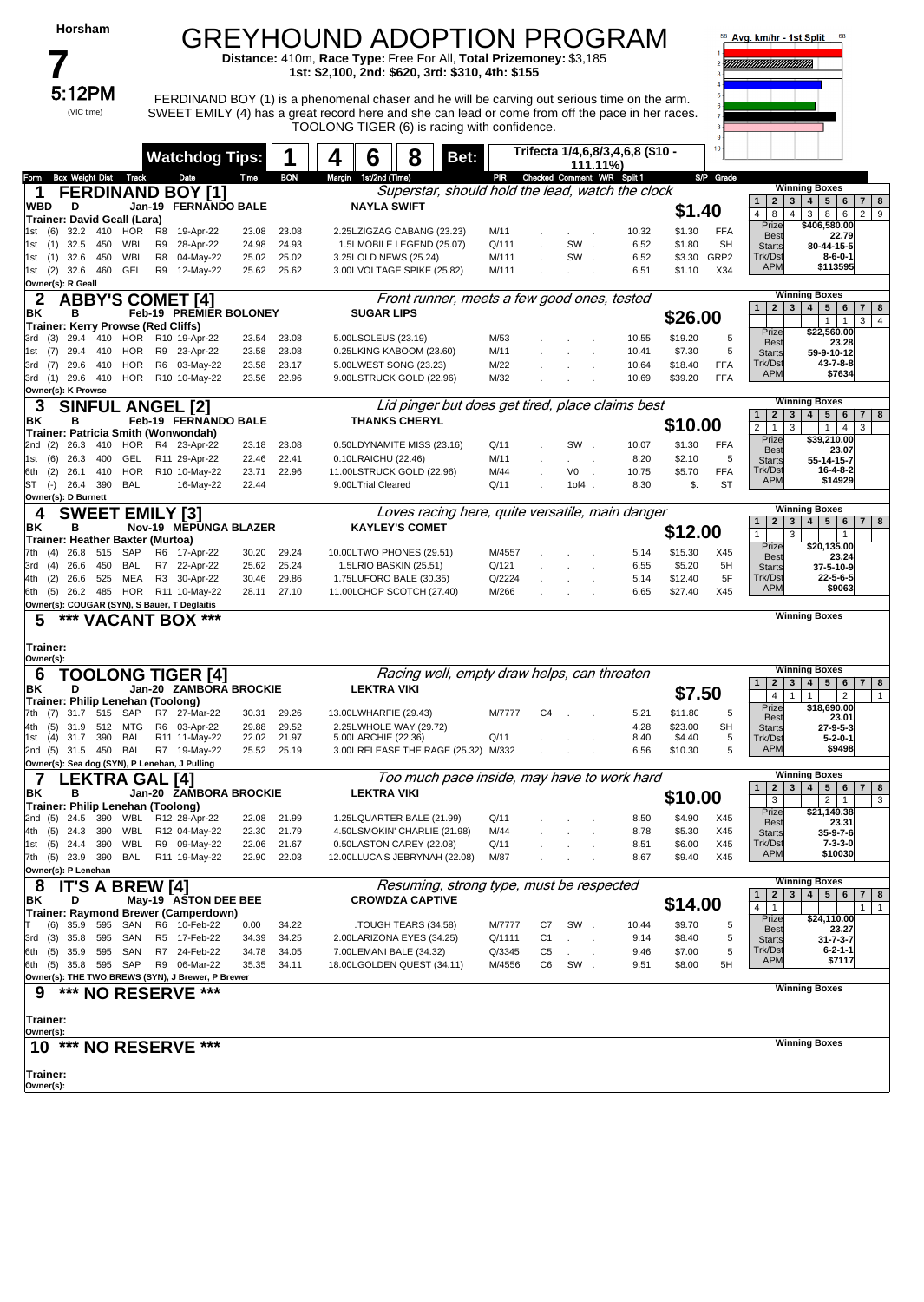Horsham

# 7

## 5:12PM
(VIC time)

# GREYHOUND ADOPTION PROGRAM

**Distance:** 410m, **Race Type:** Free For All, **Total Prizemoney:** $3,185
**1st: $2,100, 2nd: $620, 3rd: $310, 4th: $155**

FERDINAND BOY (1) is a phenomenal chaser and he will be carving out serious time on the arm. SWEET EMILY (4) has a great record here and she can lead or come from off the pace in her races. TOOLONG TIGER (6) is racing with confidence.

**Watchdog Tips:** 1 4 6 8 **Bet:** Trifecta 1/4,6,8/3,4,6,8 ($10 - 111.11%)

Avg. km/hr - 1st Split

---

## 1 FERDINAND BOY [1]
*Superstar, should hold the lead, watch the clock*

WBD D Jan-19 FERNANDO BALE — NAYLA SWIFT — **$1.40**
Trainer: David Geall (Lara)
Owner(s): R Geall

| Form | Box | Weight | Dist | Track | Race | Date | Time | BON | Margin | 1st/2nd (Time) | PIR | Checked | Comment | W/R | Split 1 | S/P | Grade |
|---|---|---|---|---|---|---|---|---|---|---|---|---|---|---|---|---|---|
| 1st | (6) | 32.2 | 410 | HOR | R8 | 19-Apr-22 | 23.08 | 23.08 | 2.25L | ZIGZAG CABANG (23.23) | M/11 | | | | 10.32 | $1.30 | FFA |
| 1st | (1) | 32.5 | 450 | WBL | R9 | 28-Apr-22 | 24.98 | 24.93 | 1.5L | MOBILE LEGEND (25.07) | Q/111 | | SW | | 6.52 | $1.80 | SH |
| 1st | (1) | 32.6 | 450 | WBL | R8 | 04-May-22 | 25.02 | 25.02 | 3.25L | OLD NEWS (25.24) | M/111 | | SW | | 6.52 | $3.30 | GRP2 |
| 1st | (2) | 32.6 | 460 | GEL | R9 | 12-May-22 | 25.62 | 25.62 | 3.00L | VOLTAGE SPIKE (25.82) | M/111 | | | | 6.51 | $1.10 | X34 |

Winning Boxes: 1: 4, 2: 8, 3: 4, 4: 3, 5: 8, 6: 6, 7: 2, 8: 9
Prize $406,580.00 | Best 22.79 | Starts 80-44-15-5 | Trk/Dst 8-6-0-1 | APM $113595

## 2 ABBY'S COMET [4]
*Front runner, meets a few good ones, tested*

BK B Feb-19 PREMIER BOLONEY — SUGAR LIPS — **$26.00**
Trainer: Kerry Prowse (Red Cliffs)
Owner(s): K Prowse

| Form | Box | Weight | Dist | Track | Race | Date | Time | BON | Margin | 1st/2nd (Time) | PIR | Checked | Comment | W/R | Split 1 | S/P | Grade |
|---|---|---|---|---|---|---|---|---|---|---|---|---|---|---|---|---|---|
| 3rd | (3) | 29.4 | 410 | HOR | R10 | 19-Apr-22 | 23.54 | 23.08 | 5.00L | SOLEUS (23.19) | M/53 | | | | 10.55 | $19.20 | 5 |
| 1st | (7) | 29.4 | 410 | HOR | R9 | 23-Apr-22 | 23.58 | 23.08 | 0.25L | KING KABOOM (23.60) | M/11 | | | | 10.41 | $7.30 | 5 |
| 3rd | (7) | 29.6 | 410 | HOR | R6 | 03-May-22 | 23.58 | 23.17 | 5.00L | WEST SONG (23.23) | M/22 | | | | 10.64 | $18.40 | FFA |
| 3rd | (1) | 29.6 | 410 | HOR | R10 | 10-May-22 | 23.56 | 22.96 | 9.00L | STRUCK GOLD (22.96) | M/32 | | | | 10.69 | $39.20 | FFA |

Winning Boxes: 5: 1, 6: 1, 7: 3, 8: 4
Prize $22,560.00 | Best 23.28 | Starts 59-9-10-12 | Trk/Dst 43-7-8-8 | APM $7634

## 3 SINFUL ANGEL [2]
*Lid pinger but does get tired, place claims best*

BK B Feb-19 FERNANDO BALE — THANKS CHERYL — **$10.00**
Trainer: Patricia Smith (Wonwondah)
Owner(s): D Burnett

| Form | Box | Weight | Dist | Track | Race | Date | Time | BON | Margin | 1st/2nd (Time) | PIR | Checked | Comment | W/R | Split 1 | S/P | Grade |
|---|---|---|---|---|---|---|---|---|---|---|---|---|---|---|---|---|---|
| 2nd | (2) | 26.3 | 410 | HOR | R4 | 23-Apr-22 | 23.18 | 23.08 | 0.50L | DYNAMITE MISS (23.16) | Q/11 | | SW | | 10.07 | $1.30 | FFA |
| 1st | (6) | 26.3 | 400 | GEL | R11 | 29-Apr-22 | 22.46 | 22.41 | 0.10L | RAICHU (22.46) | M/11 | | | | 8.20 | $2.10 | 5 |
| 6th | (2) | 26.1 | 410 | HOR | R10 | 10-May-22 | 23.71 | 22.96 | 11.00L | STRUCK GOLD (22.96) | M/44 | | V0 | | 10.75 | $5.70 | FFA |
| ST | (-) | 26.4 | 390 | BAL | | 16-May-22 | 22.44 | | 9.00L | Trial Cleared | Q/11 | | 1of4 | | 8.30 | $. | ST |

Winning Boxes: 1: 2, 2: 1, 3: 3, 5: 1, 6: 4, 7: 3
Prize $39,210.00 | Best 23.07 | Starts 55-14-15-7 | Trk/Dst 16-4-8-2 | APM $14929

## 4 SWEET EMILY [3]
*Loves racing here, quite versatile, main danger*

BK B Nov-19 MEPUNGA BLAZER — KAYLEY'S COMET — **$12.00**
Trainer: Heather Baxter (Murtoa)
Owner(s): COUGAR (SYN), S Bauer, T Deglaitis

| Form | Box | Weight | Dist | Track | Race | Date | Time | BON | Margin | 1st/2nd (Time) | PIR | Checked | Comment | W/R | Split 1 | S/P | Grade |
|---|---|---|---|---|---|---|---|---|---|---|---|---|---|---|---|---|---|
| 7th | (4) | 26.8 | 515 | SAP | R6 | 17-Apr-22 | 30.20 | 29.24 | 10.00L | TWO PHONES (29.51) | M/4557 | | | | 5.14 | $15.30 | X45 |
| 3rd | (4) | 26.6 | 450 | BAL | R7 | 22-Apr-22 | 25.62 | 25.24 | 1.5L | RIO BASKIN (25.51) | Q/121 | | | | 6.55 | $5.20 | 5H |
| 4th | (2) | 26.6 | 525 | MEA | R3 | 30-Apr-22 | 30.46 | 29.86 | 1.75L | UFORO BALE (30.35) | Q/2224 | | | | 5.14 | $12.40 | 5F |
| 6th | (5) | 26.2 | 485 | HOR | R11 | 10-May-22 | 28.11 | 27.10 | 11.00L | CHOP SCOTCH (27.40) | M/266 | | | | 6.65 | $27.40 | X45 |

Winning Boxes: 1: 1, 3: 3, 6: 1
Prize $20,135.00 | Best 23.24 | Starts 37-5-10-9 | Trk/Dst 22-5-6-5 | APM $9063

## 5 *** VACANT BOX ***

Trainer:
Owner(s):

Winning Boxes

## 6 TOOLONG TIGER [4]
*Racing well, empty draw helps, can threaten*

BK B Jan-20 ZAMBORA BROCKIE — LEKTRA VIKI — **$7.50**
Trainer: Philip Lenehan (Toolong)
Owner(s): Sea dog (SYN), P Lenehan, J Pulling

| Form | Box | Weight | Dist | Track | Race | Date | Time | BON | Margin | 1st/2nd (Time) | PIR | Checked | Comment | W/R | Split 1 | S/P | Grade |
|---|---|---|---|---|---|---|---|---|---|---|---|---|---|---|---|---|---|
| 7th | (7) | 31.7 | 515 | SAP | R7 | 27-Mar-22 | 30.31 | 29.26 | 13.00L | WHARFIE (29.43) | M/7777 | C4 | | | 5.21 | $11.80 | 5 |
| 4th | (5) | 31.9 | 512 | MTG | R6 | 03-Apr-22 | 29.88 | 29.52 | 2.25L | WHOLE WAY (29.72) | | | | | 4.28 | $23.00 | SH |
| 1st | (4) | 31.7 | 390 | BAL | R11 | 11-May-22 | 22.02 | 21.97 | 5.00L | ARCHIE (22.36) | Q/11 | | | | 8.40 | $4.40 | 5 |
| 2nd | (5) | 31.5 | 450 | BAL | R7 | 19-May-22 | 25.52 | 25.19 | 3.00L | RELEASE THE RAGE (25.32) | M/332 | | | | 6.56 | $10.30 | 5 |

Winning Boxes: 2: 4, 3: 1, 4: 1, 6: 2, 8: 1
Prize $18,690.00 | Best 23.01 | Starts 27-9-5-3 | Trk/Dst 5-2-0-1 | APM $9498

## 7 LEKTRA GAL [4]
*Too much pace inside, may have to work hard*

BK B Jan-20 ZAMBORA BROCKIE — LEKTRA VIKI — **$10.00**
Trainer: Philip Lenehan (Toolong)
Owner(s): P Lenehan

| Form | Box | Weight | Dist | Track | Race | Date | Time | BON | Margin | 1st/2nd (Time) | PIR | Checked | Comment | W/R | Split 1 | S/P | Grade |
|---|---|---|---|---|---|---|---|---|---|---|---|---|---|---|---|---|---|
| 2nd | (5) | 24.5 | 390 | WBL | R12 | 28-Apr-22 | 22.08 | 21.99 | 1.25L | QUARTER BALE (21.99) | Q/11 | | | | 8.50 | $4.90 | X45 |
| 4th | (5) | 24.3 | 390 | WBL | R12 | 04-May-22 | 22.30 | 21.79 | 4.50L | SMOKIN' CHARLIE (21.98) | M/44 | | | | 8.78 | $5.30 | X45 |
| 1st | (5) | 24.4 | 390 | WBL | R9 | 09-May-22 | 22.06 | 21.67 | 0.50L | ASTON CAREY (22.08) | Q/11 | | | | 8.51 | $6.00 | X45 |
| 7th | (5) | 23.9 | 390 | BAL | R11 | 19-May-22 | 22.90 | 22.03 | 12.00L | LUCA'S JEBRYNAH (22.08) | M/87 | | | | 8.67 | $9.40 | X45 |

Winning Boxes: 1: 3, 5: 2, 6: 1, 8: 3
Prize $21,149.38 | Best 23.31 | Starts 35-9-7-6 | Trk/Dst 7-3-3-0 | APM $10030

## 8 IT'S A BREW [4]
*Resuming, strong type, must be respected*

BK D May-19 ASTON DEE BEE — CROWDZA CAPTIVE — **$14.00**
Trainer: Raymond Brewer (Camperdown)
Owner(s): THE TWO BREWS (SYN), J Brewer, P Brewer

| Form | Box | Weight | Dist | Track | Race | Date | Time | BON | Margin | 1st/2nd (Time) | PIR | Checked | Comment | W/R | Split 1 | S/P | Grade |
|---|---|---|---|---|---|---|---|---|---|---|---|---|---|---|---|---|---|
| T | (6) | 35.9 | 595 | SAN | R6 | 10-Feb-22 | 0.00 | 34.22 | | TOUGH TEARS (34.58) | M/7777 | C7 | SW | | 10.44 | $9.70 | 5 |
| 3rd | (3) | 35.8 | 595 | SAN | R5 | 17-Feb-22 | 34.39 | 34.25 | 2.00L | ARIZONA EYES (34.25) | Q/1111 | C1 | | | 9.14 | $8.40 | 5 |
| 6th | (5) | 35.9 | 595 | SAN | R7 | 24-Feb-22 | 34.78 | 34.05 | 7.00L | EMANI BALE (34.32) | Q/3345 | C5 | | | 9.46 | $7.00 | 5 |
| 6th | (5) | 35.8 | 595 | SAP | R9 | 06-Mar-22 | 35.35 | 34.11 | 18.00L | GOLDEN QUEST (34.11) | M/4556 | C6 | SW | | 9.51 | $8.00 | 5H |

Winning Boxes: 1: 4, 2: 1, 7: 1, 8: 1
Prize $24,110.00 | Best 23.27 | Starts 31-7-3-7 | Trk/Dst 6-2-1-1 | APM $7117

## 9 *** NO RESERVE ***

Trainer:
Owner(s):

Winning Boxes

## 10 *** NO RESERVE ***

Trainer:
Owner(s):

Winning Boxes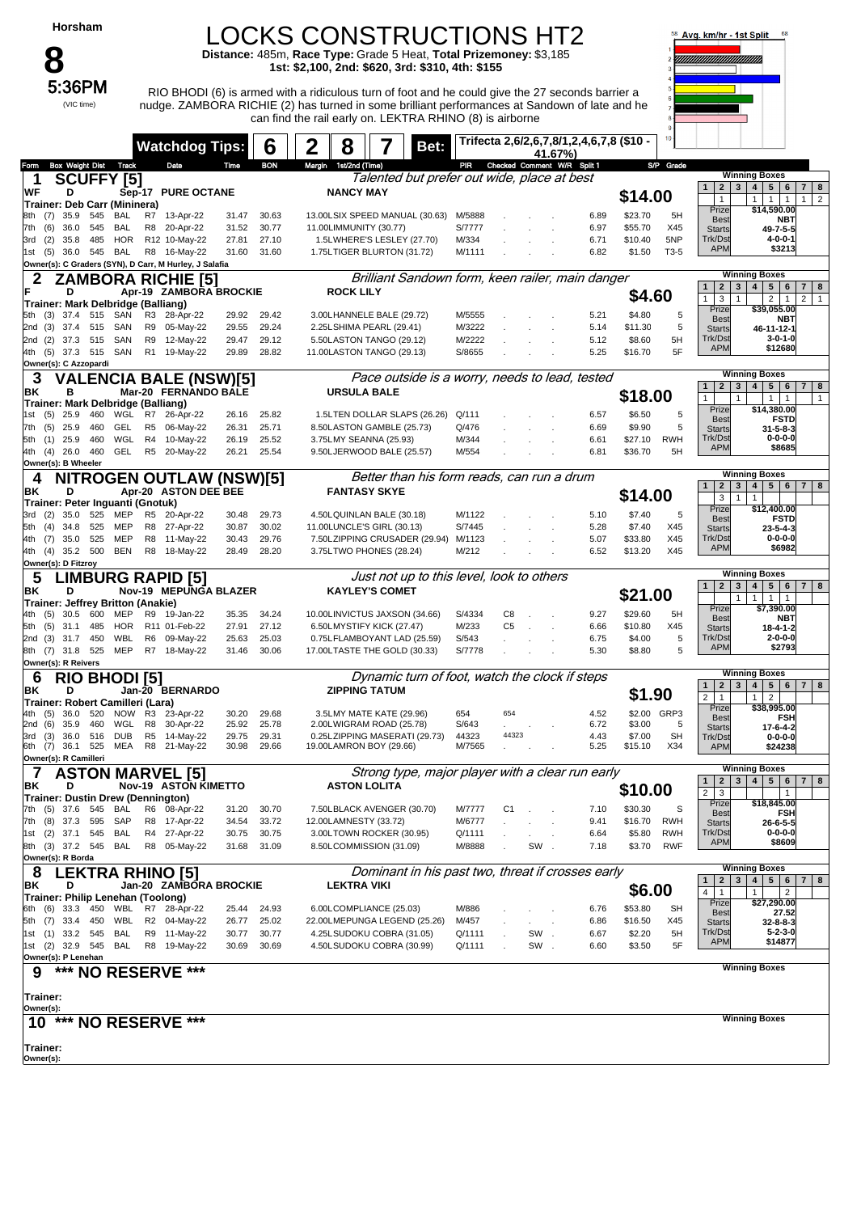# Horsham

# 8

**5:36PM** (VIC time)

## LOCKS CONSTRUCTIONS HT2

**Distance:** 485m, **Race Type:** Grade 5 Heat, **Total Prizemoney:** $3,185
**1st:** $2,100, **2nd:** $620, **3rd:** $310, **4th:** $155

RIO BHODI (6) is armed with a ridiculous turn of foot and he could give the 27 seconds barrier a nudge. ZAMBORA RICHIE (2) has turned in some brilliant performances at Sandown of late and he can find the rail early on. LEKTRA RHINO (8) is airborne

**Watchdog Tips:** 6 2 8 7 **Bet:** Trifecta 2,6/2,6,7,8/1,2,4,6,7,8 ($10 - 41.67%)

Avg. km/hr - 1st Split

---

### 1 SCUFFY [5]
*Talented but prefer out wide, place at best*

WF D Sep-17 PURE OCTANE — NANCY MAY — **$14.00**
Trainer: Deb Carr (Mininera)

| Form | Box | Weight | Dist | Track | Race | Date | Time | BON | Margin | 1st/2nd (Time) | PIR | Checked | Comment | W/R | Split 1 | S/P | Grade |
|---|---|---|---|---|---|---|---|---|---|---|---|---|---|---|---|---|---|
| 8th | (7) | 35.9 | 545 | BAL | R7 | 13-Apr-22 | 31.47 | 30.63 | 13.00 | LSIX SPEED MANUAL (30.63) | M/5888 | | | | 6.89 | $23.70 | 5H |
| 7th | (6) | 36.0 | 545 | BAL | R8 | 20-Apr-22 | 31.52 | 30.77 | 11.00 | LIMMUNITY (30.77) | S/7777 | | | | 6.97 | $55.70 | X45 |
| 3rd | (2) | 35.8 | 485 | HOR | R12 | 10-May-22 | 27.81 | 27.10 | 1.50 | LWHERE'S LESLEY (27.70) | M/334 | | | | 6.71 | $10.40 | 5NP |
| 1st | (5) | 36.0 | 545 | BAL | R8 | 16-May-22 | 31.60 | 31.60 | 1.75 | LTIGER BLURTON (31.72) | M/1111 | | | | 6.82 | $1.50 | T3-5 |

Owner(s): C Graders (SYN), D Carr, M Hurley, J Salafia

Winning Boxes: 2: 1, 4: 1, 5: 1, 6: 1, 7: 1, 8: 2 | Prize $14,590.00 | Best NBT | Starts 49-7-5-5 | Trk/Dst 4-0-0-1 | APM $3213

### 2 ZAMBORA RICHIE [5]
*Brilliant Sandown form, keen railer, main danger*

F D Apr-19 ZAMBORA BROCKIE — ROCK LILY — **$4.60**
Trainer: Mark Delbridge (Balliang)

| Form | Box | Weight | Dist | Track | Race | Date | Time | BON | Margin | 1st/2nd (Time) | PIR | Checked | Comment | W/R | Split 1 | S/P | Grade |
|---|---|---|---|---|---|---|---|---|---|---|---|---|---|---|---|---|---|
| 5th | (3) | 37.4 | 515 | SAN | R3 | 28-Apr-22 | 29.92 | 29.42 | 3.00 | LHANNELE BALE (29.72) | M/5555 | | | | 5.21 | $4.80 | 5 |
| 2nd | (3) | 37.4 | 515 | SAN | R9 | 05-May-22 | 29.55 | 29.24 | 2.25 | LSHIMA PEARL (29.41) | M/3222 | | | | 5.14 | $11.30 | 5 |
| 2nd | (2) | 37.3 | 515 | SAN | R9 | 12-May-22 | 29.47 | 29.12 | 5.50 | LASTON TANGO (29.12) | M/2222 | | | | 5.12 | $8.60 | 5H |
| 4th | (5) | 37.3 | 515 | SAN | R1 | 19-May-22 | 29.89 | 28.82 | 11.00 | LASTON TANGO (29.13) | S/8655 | | | | 5.25 | $16.70 | 5F |

Owner(s): C Azzopardi

Winning Boxes: 1: 3, 2: 1, 5: 2, 6: 1, 7: 2, 8: 1 | Prize $39,055.00 | Best NBT | Starts 46-11-12-1 | Trk/Dst 3-0-1-0 | APM $12680

### 3 VALENCIA BALE (NSW)[5]
*Pace outside is a worry, needs to lead, tested*

BK B Mar-20 FERNANDO BALE — URSULA BALE — **$18.00**
Trainer: Mark Delbridge (Balliang)

| Form | Box | Weight | Dist | Track | Race | Date | Time | BON | Margin | 1st/2nd (Time) | PIR | Checked | Comment | W/R | Split 1 | S/P | Grade |
|---|---|---|---|---|---|---|---|---|---|---|---|---|---|---|---|---|---|
| 1st | (5) | 25.9 | 460 | WGL | R7 | 26-Apr-22 | 26.16 | 25.82 | 1.50 | LTEN DOLLAR SLAPS (26.26) | Q/111 | | | | 6.57 | $6.50 | 5 |
| 7th | (5) | 25.9 | 460 | GEL | R5 | 06-May-22 | 26.31 | 25.71 | 8.50 | LASTON GAMBLE (25.73) | Q/476 | | | | 6.69 | $9.90 | 5 |
| 5th | (1) | 25.9 | 460 | WGL | R4 | 10-May-22 | 26.19 | 25.52 | 3.75 | LMY SEANNA (25.93) | M/344 | | | | 6.61 | $27.10 | RWH |
| 4th | (4) | 26.0 | 460 | GEL | R5 | 20-May-22 | 26.21 | 25.54 | 9.50 | LJERWOOD BALE (25.57) | M/554 | | | | 6.81 | $36.70 | 5H |

Owner(s): B Wheeler

Winning Boxes: 1: 1, 3: 1, 5: 1, 6: 1, 8: 1 | Prize $14,380.00 | Best FSTD | Starts 0-0-0-0 | Trk/Dst 0-0-0-0 | APM $8685

### 4 NITROGEN OUTLAW (NSW)[5]
*Better than his form reads, can run a drum*

BK D Apr-20 ASTON DEE BEE — FANTASY SKYE — **$14.00**
Trainer: Peter Inguanti (Gnotuk)

| Form | Box | Weight | Dist | Track | Race | Date | Time | BON | Margin | 1st/2nd (Time) | PIR | Checked | Comment | W/R | Split 1 | S/P | Grade |
|---|---|---|---|---|---|---|---|---|---|---|---|---|---|---|---|---|---|
| 3rd | (2) | 35.0 | 525 | MEP | R5 | 20-Apr-22 | 30.48 | 29.73 | 4.50 | LQUINLAN BALE (30.18) | M/1122 | | | | 5.10 | $7.40 | 5 |
| 5th | (4) | 34.8 | 525 | MEP | R8 | 27-Apr-22 | 30.87 | 30.02 | 11.00 | LUNCLE'S GIRL (30.13) | S/7445 | | | | 5.28 | $7.40 | X45 |
| 4th | (7) | 35.0 | 525 | MEP | R8 | 11-May-22 | 30.43 | 29.76 | 7.50 | LZIPPING CRUSADER (29.94) | M/1123 | | | | 5.07 | $33.80 | X45 |
| 4th | (4) | 35.2 | 500 | BEN | R8 | 18-May-22 | 28.49 | 28.20 | 3.75 | LTWO PHONES (28.24) | M/212 | | | | 6.52 | $13.20 | X45 |

Owner(s): D Fitzroy

Winning Boxes: 2: 3, 3: 1, 4: 1 | Prize $12,400.00 | Best FSTD | Starts 23-5-4-3 | Trk/Dst 0-0-0-0 | APM $6982

### 5 LIMBURG RAPID [5]
*Just not up to this level, look to others*

BK D Nov-19 MEPUNGA BLAZER — KAYLEY'S COMET — **$21.00**
Trainer: Jeffrey Britton (Anakie)

| Form | Box | Weight | Dist | Track | Race | Date | Time | BON | Margin | 1st/2nd (Time) | PIR | Checked | Comment | W/R | Split 1 | S/P | Grade |
|---|---|---|---|---|---|---|---|---|---|---|---|---|---|---|---|---|---|
| 4th | (5) | 30.5 | 600 | MEP | R9 | 19-Jan-22 | 35.35 | 34.24 | 10.00 | LINVICTUS JAXSON (34.66) | S/4334 | C8 | | | 9.27 | $29.60 | 5H |
| 5th | (5) | 31.1 | 485 | HOR | R11 | 01-Feb-22 | 27.91 | 27.12 | 6.50 | LMYSTIFY KICK (27.47) | M/233 | C5 | | | 6.66 | $10.80 | X45 |
| 2nd | (3) | 31.7 | 450 | WBL | R6 | 09-May-22 | 25.63 | 25.03 | 0.75 | LFLAMBOYANT LAD (25.59) | S/543 | | | | 6.75 | $4.00 | 5 |
| 8th | (7) | 31.8 | 525 | MEP | R7 | 18-May-22 | 31.46 | 30.06 | 17.00 | LTASTE THE GOLD (30.33) | S/7778 | | | | 5.30 | $8.80 | 5 |

Owner(s): R Reivers

Winning Boxes: 3: 1, 4: 1, 5: 1, 6: 1 | Prize $7,390.00 | Best NBT | Starts 18-4-1-2 | Trk/Dst 2-0-0-0 | APM $2793

### 6 RIO BHODI [5]
*Dynamic turn of foot, watch the clock if steps*

BK D Jan-20 BERNARDO — ZIPPING TATUM — **$1.90**
Trainer: Robert Camilleri (Lara)

| Form | Box | Weight | Dist | Track | Race | Date | Time | BON | Margin | 1st/2nd (Time) | PIR | Checked | Comment | W/R | Split 1 | S/P | Grade |
|---|---|---|---|---|---|---|---|---|---|---|---|---|---|---|---|---|---|
| 4th | (5) | 36.0 | 520 | NOW | R3 | 23-Apr-22 | 30.20 | 29.68 | 3.50 | LMY MATE KATE (29.96) | 654 | 654 | | | 4.52 | $2.00 | GRP3 |
| 2nd | (6) | 35.9 | 460 | WGL | R8 | 30-Apr-22 | 25.92 | 25.78 | 2.00 | LWIGRAM ROAD (25.78) | S/643 | | | | 6.72 | $3.00 | 5 |
| 3rd | (3) | 36.0 | 516 | DUB | R5 | 14-May-22 | 29.75 | 29.31 | 0.25 | LZIPPING MASERATI (29.73) | 44323 | 44323 | | | 4.43 | $7.00 | SH |
| 6th | (7) | 36.1 | 525 | MEA | R8 | 21-May-22 | 30.98 | 29.66 | 19.00 | LAMRON BOY (29.66) | M/7565 | | | | 5.25 | $15.10 | X34 |

Owner(s): R Camilleri

Winning Boxes: 1: 2, 2: 1, 5: 1, 6: 2 | Prize $38,995.00 | Best FSH | Starts 17-6-4-2 | Trk/Dst 0-0-0-0 | APM $24238

### 7 ASTON MARVEL [5]
*Strong type, major player with a clear run early*

BK D Nov-19 ASTON KIMETTO — ASTON LOLITA — **$10.00**
Trainer: Dustin Drew (Dennington)

| Form | Box | Weight | Dist | Track | Race | Date | Time | BON | Margin | 1st/2nd (Time) | PIR | Checked | Comment | W/R | Split 1 | S/P | Grade |
|---|---|---|---|---|---|---|---|---|---|---|---|---|---|---|---|---|---|
| 7th | (5) | 37.6 | 545 | BAL | R6 | 08-Apr-22 | 31.20 | 30.70 | 7.50 | LBLACK AVENGER (30.70) | M/7777 | C1 | | | 7.10 | $30.30 | S |
| 7th | (8) | 37.3 | 595 | SAP | R8 | 17-Apr-22 | 34.54 | 33.72 | 12.00 | LAMNESTY (33.72) | M/6777 | | | | 9.41 | $16.70 | RWH |
| 1st | (2) | 37.1 | 545 | BAL | R4 | 27-Apr-22 | 30.75 | 30.75 | 3.00 | LTOWN ROCKER (30.95) | Q/1111 | | | | 6.64 | $5.80 | RWH |
| 8th | (3) | 37.2 | 545 | BAL | R8 | 05-May-22 | 31.68 | 31.09 | 8.50 | LCOMMISSION (31.09) | M/8888 | | SW | | 7.18 | $3.70 | RWF |

Owner(s): R Borda

Winning Boxes: 1: 2, 2: 3, 6: 1 | Prize $18,845.00 | Best FSH | Starts 26-6-5-5 | Trk/Dst 0-0-0-0 | APM $8609

### 8 LEKTRA RHINO [5]
*Dominant in his past two, threat if crosses early*

BK D Jan-20 ZAMBORA BROCKIE — LEKTRA VIKI — **$6.00**
Trainer: Philip Lenehan (Toolong)

| Form | Box | Weight | Dist | Track | Race | Date | Time | BON | Margin | 1st/2nd (Time) | PIR | Checked | Comment | W/R | Split 1 | S/P | Grade |
|---|---|---|---|---|---|---|---|---|---|---|---|---|---|---|---|---|---|
| 6th | (6) | 33.3 | 450 | WBL | R7 | 28-Apr-22 | 25.44 | 24.93 | 6.00 | LCOMPLIANCE (25.03) | M/886 | | | | 6.76 | $53.80 | SH |
| 5th | (7) | 33.4 | 450 | WBL | R2 | 04-May-22 | 26.77 | 25.02 | 22.00 | LMEPUNGA LEGEND (25.26) | M/457 | | | | 6.86 | $16.50 | X45 |
| 1st | (1) | 33.2 | 545 | BAL | R9 | 11-May-22 | 30.77 | 30.77 | 4.25 | LSUDOKU COBRA (31.05) | Q/1111 | | SW | | 6.67 | $2.20 | 5H |
| 1st | (2) | 32.9 | 545 | BAL | R8 | 19-May-22 | 30.69 | 30.69 | 4.50 | LSUDOKU COBRA (30.99) | Q/1111 | | SW | | 6.60 | $3.50 | 5F |

Owner(s): P Lenehan

Winning Boxes: 1: 4, 2: 1, 4: 1, 6: 2 | Prize $27,290.00 | Best 27.52 | Starts 32-8-8-3 | Trk/Dst 5-2-3-0 | APM $14877

### 9 *** NO RESERVE ***

Trainer:
Owner(s):

### 10 *** NO RESERVE ***

Trainer:
Owner(s):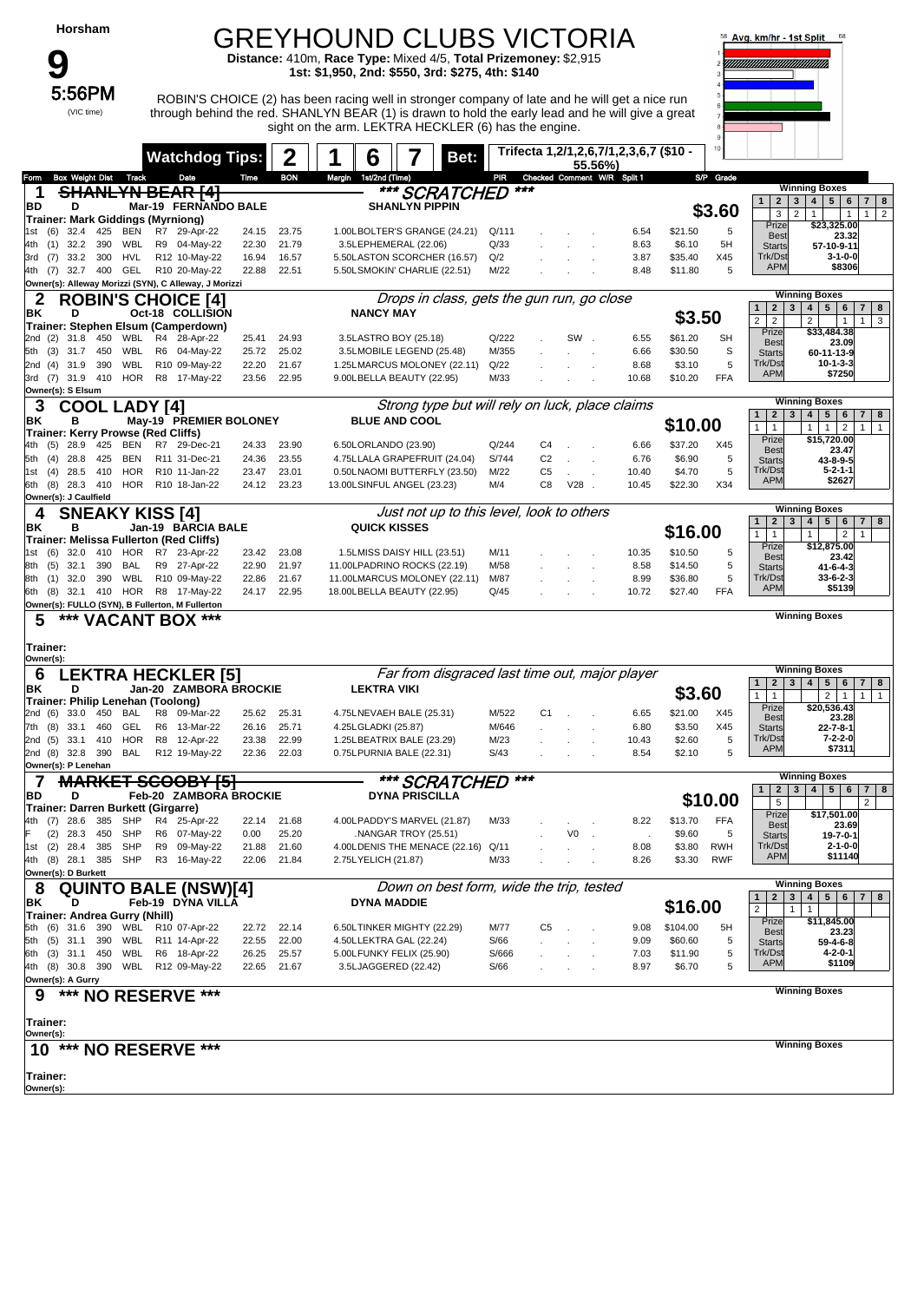# Horsham

## 9

**5:56PM** (VIC time)

# GREYHOUND CLUBS VICTORIA

**Distance:** 410m, **Race Type:** Mixed 4/5, **Total Prizemoney:** $2,915
**1st: $1,950, 2nd: $550, 3rd: $275, 4th: $140**

ROBIN'S CHOICE (2) has been racing well in stronger company of late and he will get a nice run through behind the red. SHANLYN BEAR (1) is drawn to hold the early lead and he will give a great sight on the arm. LEKTRA HECKLER (6) has the engine.

**Watchdog Tips:** 2 1 6 7 **Bet:** Trifecta 1,2/1,2,6,7/1,2,3,6,7 ($10 - 55.56%)

---

### 1 ~~SHANLYN BEAR [4]~~ *** SCRATCHED ***
BD D Mar-19 FERNANDO BALE — SHANLYN PIPPIN — $3.60
Trainer: Mark Giddings (Myrniong)

| Form | Box | Weight | Dist | Track | Grade | Date | Time | BON | Margin | 1st/2nd (Time) | PIR | Checked | Comment | W/R | Split 1 | S/P | Grade |
|---|---|---|---|---|---|---|---|---|---|---|---|---|---|---|---|---|---|
| 1st | (6) | 32.4 | 425 | BEN | R7 | 29-Apr-22 | 24.15 | 23.75 | 1.00L | BOLTER'S GRANGE (24.21) | Q/111 | | | | 6.54 | $21.50 | 5 |
| 4th | (1) | 32.2 | 390 | WBL | R9 | 04-May-22 | 22.30 | 21.79 | 3.5L | EPHEMERAL (22.06) | Q/33 | | | | 8.63 | $6.10 | 5H |
| 3rd | (7) | 33.2 | 300 | HVL | R12 | 10-May-22 | 16.94 | 16.57 | 5.50L | ASTON SCORCHER (16.57) | Q/2 | | | | 3.87 | $35.40 | X45 |
| 4th | (7) | 32.7 | 400 | GEL | R10 | 20-May-22 | 22.88 | 22.51 | 5.50L | SMOKIN' CHARLIE (22.51) | M/22 | | | | 8.48 | $11.80 | 5 |

Owner(s): Alleway Morizzi (SYN), C Alleway, J Morizzi

Winning Boxes: 1: –, 2: 3, 3: 2, 4: 1, 5: –, 6: 1, 7: 1, 8: 2 | Prize $23,325.00 | Best 23.32 | Starts 57-10-9-11 | Trk/Dst 3-1-0-0 | APM $8306

---

### 2 ROBIN'S CHOICE [4]
*Drops in class, gets the gun run, go close*
BK D Oct-18 COLLISION — NANCY MAY — $3.50
Trainer: Stephen Elsum (Camperdown)

| Form | Box | Weight | Dist | Track | Grade | Date | Time | BON | Margin | 1st/2nd (Time) | PIR | Checked | Comment | W/R | Split 1 | S/P | Grade |
|---|---|---|---|---|---|---|---|---|---|---|---|---|---|---|---|---|---|
| 2nd | (2) | 31.8 | 450 | WBL | R4 | 28-Apr-22 | 25.41 | 24.93 | 3.5L | ASTRO BOY (25.18) | Q/222 | | SW | | 6.55 | $61.20 | SH |
| 5th | (3) | 31.7 | 450 | WBL | R6 | 04-May-22 | 25.72 | 25.02 | 3.5L | MOBILE LEGEND (25.48) | M/355 | | | | 6.66 | $30.50 | S |
| 2nd | (4) | 31.9 | 390 | WBL | R10 | 09-May-22 | 22.20 | 21.67 | 1.25L | MARCUS MOLONEY (22.11) | Q/22 | | | | 8.68 | $3.10 | 5 |
| 3rd | (7) | 31.9 | 410 | HOR | R8 | 17-May-22 | 23.56 | 22.95 | 9.00L | BELLA BEAUTY (22.95) | M/33 | | | | 10.68 | $10.20 | FFA |

Owner(s): S Elsum

Winning Boxes: 1: 2, 2: 2, 3: –, 4: 2, 5: –, 6: 1, 7: 1, 8: 3 | Prize $33,484.38 | Best 23.09 | Starts 60-11-13-9 | Trk/Dst 10-1-3-3 | APM $7250

---

### 3 COOL LADY [4]
*Strong type but will rely on luck, place claims*
BK B May-19 PREMIER BOLONEY — BLUE AND COOL — $10.00
Trainer: Kerry Prowse (Red Cliffs)

| Form | Box | Weight | Dist | Track | Grade | Date | Time | BON | Margin | 1st/2nd (Time) | PIR | Checked | Comment | W/R | Split 1 | S/P | Grade |
|---|---|---|---|---|---|---|---|---|---|---|---|---|---|---|---|---|---|
| 4th | (5) | 28.9 | 425 | BEN | R7 | 29-Dec-21 | 24.33 | 23.90 | 6.50L | ORLANDO (23.90) | Q/244 | C4 | | | 6.66 | $37.20 | X45 |
| 5th | (4) | 28.8 | 425 | BEN | R11 | 31-Dec-21 | 24.36 | 23.55 | 4.75L | LALA GRAPEFRUIT (24.04) | S/744 | C2 | | | 6.76 | $6.90 | 5 |
| 1st | (4) | 28.5 | 410 | HOR | R10 | 11-Jan-22 | 23.47 | 23.01 | 0.50L | NAOMI BUTTERFLY (23.50) | M/22 | C5 | | | 10.40 | $4.70 | 5 |
| 6th | (8) | 28.3 | 410 | HOR | R10 | 18-Jan-22 | 24.12 | 23.23 | 13.00L | SINFUL ANGEL (23.23) | M/4 | C8 | V28 | | 10.45 | $22.30 | X34 |

Owner(s): J Caulfield

Winning Boxes: 1: 1, 2: 1, 3: –, 4: 1, 5: 1, 6: 2, 7: 1, 8: 1 | Prize $15,720.00 | Best 23.47 | Starts 43-8-9-5 | Trk/Dst 5-2-1-1 | APM $2627

---

### 4 SNEAKY KISS [4]
*Just not up to this level, look to others*
BK B Jan-19 BARCIA BALE — QUICK KISSES — $16.00
Trainer: Melissa Fullerton (Red Cliffs)

| Form | Box | Weight | Dist | Track | Grade | Date | Time | BON | Margin | 1st/2nd (Time) | PIR | Checked | Comment | W/R | Split 1 | S/P | Grade |
|---|---|---|---|---|---|---|---|---|---|---|---|---|---|---|---|---|---|
| 1st | (6) | 32.0 | 410 | HOR | R7 | 23-Apr-22 | 23.42 | 23.08 | 1.5L | MISS DAISY HILL (23.51) | M/11 | | | | 10.35 | $10.50 | 5 |
| 8th | (5) | 32.1 | 390 | BAL | R9 | 27-Apr-22 | 22.90 | 21.97 | 11.00L | PADRINO ROCKS (22.19) | M/58 | | | | 8.58 | $14.50 | 5 |
| 8th | (1) | 32.0 | 390 | WBL | R10 | 09-May-22 | 22.86 | 21.67 | 11.00L | MARCUS MOLONEY (22.11) | M/87 | | | | 8.99 | $36.80 | 5 |
| 6th | (8) | 32.1 | 410 | HOR | R8 | 17-May-22 | 24.17 | 22.95 | 18.00L | BELLA BEAUTY (22.95) | Q/45 | | | | 10.72 | $27.40 | FFA |

Owner(s): FULLO (SYN), B Fullerton, M Fullerton

Winning Boxes: 1: 1, 2: –, 3: 1, 4: –, 5: –, 6: 2, 7: 1, 8: – | Prize $12,875.00 | Best 23.42 | Starts 41-6-4-3 | Trk/Dst 33-6-2-3 | APM $5139

---

### 5 *** VACANT BOX ***
Trainer:
Owner(s):

---

### 6 LEKTRA HECKLER [5]
*Far from disgraced last time out, major player*
BK D Jan-20 ZAMBORA BROCKIE — LEKTRA VIKI — $3.60
Trainer: Philip Lenehan (Toolong)

| Form | Box | Weight | Dist | Track | Grade | Date | Time | BON | Margin | 1st/2nd (Time) | PIR | Checked | Comment | W/R | Split 1 | S/P | Grade |
|---|---|---|---|---|---|---|---|---|---|---|---|---|---|---|---|---|---|
| 2nd | (6) | 33.0 | 450 | BAL | R8 | 09-Mar-22 | 25.62 | 25.31 | 4.75L | NEVAEH BALE (25.31) | M/522 | C1 | | | 6.65 | $21.00 | X45 |
| 7th | (8) | 33.1 | 460 | GEL | R6 | 13-Mar-22 | 26.16 | 25.71 | 4.25L | GLADKI (25.87) | M/646 | | | | 6.80 | $3.50 | X45 |
| 2nd | (5) | 33.1 | 410 | HOR | R8 | 12-Apr-22 | 23.38 | 22.99 | 1.25L | BEATRIX BALE (23.29) | M/23 | | | | 10.43 | $2.60 | 5 |
| 2nd | (8) | 32.8 | 390 | BAL | R12 | 19-May-22 | 22.36 | 22.03 | 0.75L | PURNIA BALE (22.31) | S/43 | | | | 8.54 | $2.10 | 5 |

Owner(s): P Lenehan

Winning Boxes: 1: 1, 2: 1, 3: –, 4: –, 5: 2, 6: 1, 7: 1, 8: 1 | Prize $20,536.43 | Best 23.28 | Starts 22-7-8-1 | Trk/Dst 7-2-2-0 | APM $7311

---

### 7 ~~MARKET SCOOBY [5]~~ *** SCRATCHED ***
BD D Feb-20 ZAMBORA BROCKIE — DYNA PRISCILLA — $10.00
Trainer: Darren Burkett (Girgarre)

| Form | Box | Weight | Dist | Track | Grade | Date | Time | BON | Margin | 1st/2nd (Time) | PIR | Checked | Comment | W/R | Split 1 | S/P | Grade |
|---|---|---|---|---|---|---|---|---|---|---|---|---|---|---|---|---|---|
| 4th | (7) | 28.6 | 385 | SHP | R4 | 25-Apr-22 | 22.14 | 21.68 | 4.00L | PADDY'S MARVEL (21.87) | M/33 | | | | 8.22 | $13.70 | FFA |
| F | (2) | 28.3 | 450 | SHP | R6 | 07-May-22 | 0.00 | 25.20 | | NANGAR TROY (25.51) | | | V0 | | | $9.60 | 5 |
| 1st | (2) | 28.4 | 385 | SHP | R9 | 09-May-22 | 21.88 | 21.60 | 4.00L | DENIS THE MENACE (22.16) | Q/11 | | | | 8.08 | $3.80 | RWH |
| 4th | (8) | 28.1 | 385 | SHP | R3 | 16-May-22 | 22.06 | 21.84 | 2.75L | YELICH (21.87) | M/33 | | | | 8.26 | $3.30 | RWF |

Owner(s): D Burkett

Winning Boxes: 1: –, 2: 5, 3: –, 4: –, 5: –, 6: –, 7: 2, 8: – | Prize $17,501.00 | Best 23.69 | Starts 19-7-0-1 | Trk/Dst 2-1-0-0 | APM $11140

---

### 8 QUINTO BALE (NSW)[4]
*Down on best form, wide the trip, tested*
BK D Feb-19 DYNA VILLA — DYNA MADDIE — $16.00
Trainer: Andrea Gurry (Nhill)

| Form | Box | Weight | Dist | Track | Grade | Date | Time | BON | Margin | 1st/2nd (Time) | PIR | Checked | Comment | W/R | Split 1 | S/P | Grade |
|---|---|---|---|---|---|---|---|---|---|---|---|---|---|---|---|---|---|
| 5th | (6) | 31.6 | 390 | WBL | R10 | 07-Apr-22 | 22.72 | 22.14 | 6.50L | TINKER MIGHTY (22.29) | M/77 | C5 | | | 9.08 | $104.00 | 5H |
| 5th | (5) | 31.1 | 390 | WBL | R11 | 14-Apr-22 | 22.55 | 22.00 | 4.50L | LEKTRA GAL (22.24) | S/66 | | | | 9.09 | $60.60 | 5 |
| 6th | (3) | 31.1 | 450 | WBL | R6 | 18-Apr-22 | 26.25 | 25.57 | 5.00L | FUNKY FELIX (25.90) | S/666 | | | | 7.03 | $11.90 | 5 |
| 4th | (8) | 30.8 | 390 | WBL | R12 | 09-May-22 | 22.65 | 21.67 | 3.5L | JAGGERED (22.42) | S/66 | | | | 8.97 | $6.70 | 5 |

Owner(s): A Gurry

Winning Boxes: 1: 2, 2: –, 3: 1, 4: 1, 5: –, 6: –, 7: –, 8: – | Prize $11,845.00 | Best 23.23 | Starts 59-4-6-8 | Trk/Dst 4-2-0-1 | APM $1109

---

### 9 *** NO RESERVE ***
Trainer:
Owner(s):

---

### 10 *** NO RESERVE ***
Trainer:
Owner(s):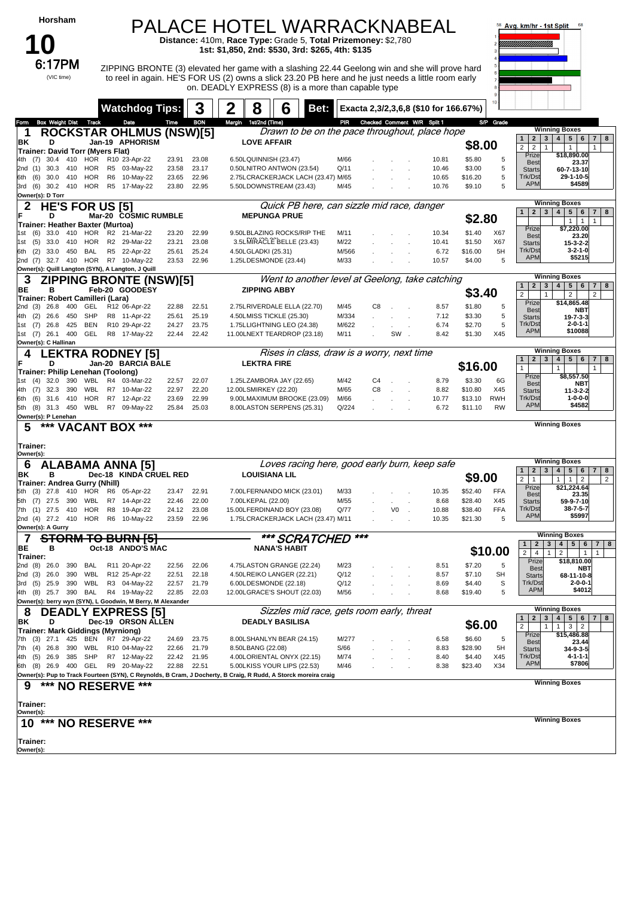**Horsham**

# 10

**6:17PM** (VIC time)

# PALACE HOTEL WARRACKNABEAL

**Distance:** 410m, **Race Type:** Grade 5, **Total Prizemoney:** $2,780
**1st: $1,850, 2nd: $530, 3rd: $265, 4th: $135**

ZIPPING BRONTE (3) elevated her game with a slashing 22.44 Geelong win and she will prove hard to reel in again. HE'S FOR US (2) owns a slick 23.20 PB here and he just needs a little room early on. DEADLY EXPRESS (8) is a more than capable type

**Watchdog Tips:** 3 2 8 6 **Bet:** Exacta 2,3/2,3,6,8 ($10 for 166.67%)

Avg. km/hr - 1st Split

---

## 1 ROCKSTAR OHLMUS (NSW)[5]
*Drawn to be on the pace throughout, place hope*

BK D Jan-19 APHORISM — LOVE AFFAIR — **$8.00**
Trainer: David Torr (Myers Flat)

| Form | Box | Weight | Dist | Track | Race | Date | Time | BON | Margin 1st/2nd (Time) | PIR | Checked | Comment | W/R | Split 1 | S/P | Grade |
|---|---|---|---|---|---|---|---|---|---|---|---|---|---|---|---|---|
| 4th | (7) | 30.4 | 410 | HOR | R10 | 23-Apr-22 | 23.91 | 23.08 | 6.50L QUINNISH (23.47) | M/66 | | | | 10.81 | $5.80 | 5 |
| 2nd | (1) | 30.3 | 410 | HOR | R5 | 03-May-22 | 23.58 | 23.17 | 0.50L NITRO ANTWON (23.54) | Q/11 | | | | 10.46 | $3.00 | 5 |
| 6th | (6) | 30.0 | 410 | HOR | R6 | 10-May-22 | 23.65 | 22.96 | 2.75L CRACKERJACK LACH (23.47) | M/65 | | | | 10.65 | $16.20 | 5 |
| 3rd | (6) | 30.2 | 410 | HOR | R5 | 17-May-22 | 23.80 | 22.95 | 5.50L DOWNSTREAM (23.43) | M/45 | | | | 10.76 | $9.10 | 5 |

Owner(s): D Torr

Winning Boxes: 1: 2, 2: 2, 3: 1, 5: 1, 8: 1
Prize $18,890.00 | Best 23.37 | Starts 60-7-13-10 | Trk/Dst 29-1-10-5 | APM $4589

## 2 HE'S FOR US [5]
*Quick PB here, can sizzle mid race, danger*

F D Mar-20 COSMIC RUMBLE — MEPUNGA PRUE — **$2.80**
Trainer: Heather Baxter (Murtoa)

| Form | Box | Weight | Dist | Track | Race | Date | Time | BON | Margin 1st/2nd (Time) | PIR | Checked | Comment | W/R | Split 1 | S/P | Grade |
|---|---|---|---|---|---|---|---|---|---|---|---|---|---|---|---|---|
| 1st | (6) | 33.0 | 410 | HOR | R2 | 21-Mar-22 | 23.20 | 22.99 | 9.50L BLAZING ROCKS/RIP THE | M/11 | | | | 10.34 | $1.40 | X67 |
| 1st | (5) | 33.0 | 410 | HOR | R2 | 29-Mar-22 | 23.21 | 23.08 | 3.5L MIRACLE BELLE (23.43) | M/22 | | | | 10.41 | $1.50 | X67 |
| 6th | (2) | 33.0 | 450 | BAL | R5 | 22-Apr-22 | 25.61 | 25.24 | 4.50L GLADKI (25.31) | M/566 | | | | 6.72 | $16.00 | 5H |
| 2nd | (7) | 32.7 | 410 | HOR | R7 | 10-May-22 | 23.53 | 22.96 | 1.25L DESMONDE (23.44) | M/33 | | | | 10.57 | $4.00 | 5 |

Owner(s): Quill Langton (SYN), A Langton, J Quill

Winning Boxes: 5: 1, 6: 1, 7: 1
Prize $7,220.00 | Best 23.20 | Starts 15-3-2-2 | Trk/Dst 3-2-1-0 | APM $5215

## 3 ZIPPING BRONTE (NSW)[5]
*Went to another level at Geelong, take catching*

BE B Feb-20 GOODESY — ZIPPING ABBY — **$3.40**
Trainer: Robert Camilleri (Lara)

| Form | Box | Weight | Dist | Track | Race | Date | Time | BON | Margin 1st/2nd (Time) | PIR | Checked | Comment | W/R | Split 1 | S/P | Grade |
|---|---|---|---|---|---|---|---|---|---|---|---|---|---|---|---|---|
| 2nd | (3) | 26.8 | 400 | GEL | R12 | 06-Apr-22 | 22.88 | 22.51 | 2.75L RIVERDALE ELLA (22.70) | M/45 | C8 | | | 8.57 | $1.80 | 5 |
| 4th | (2) | 26.6 | 450 | SHP | R8 | 11-Apr-22 | 25.61 | 25.19 | 4.50L MISS TICKLE (25.30) | M/334 | | | | 7.12 | $3.30 | 5 |
| 1st | (7) | 26.8 | 425 | BEN | R10 | 29-Apr-22 | 24.27 | 23.75 | 1.75L LIGHTNING LEO (24.38) | M/622 | | | | 6.74 | $2.70 | 5 |
| 1st | (7) | 26.1 | 400 | GEL | R8 | 17-May-22 | 22.44 | 22.42 | 11.00L NEXT TEARDROP (23.18) | M/11 | | SW | | 8.42 | $1.30 | X45 |

Owner(s): C Hallinan

Winning Boxes: 1: 2, 3: 1, 5: 2, 7: 2
Prize $14,865.48 | Best NBT | Starts 19-7-3-3 | Trk/Dst 2-0-1-1 | APM $10088

## 4 LEKTRA RODNEY [5]
*Rises in class, draw is a worry, next time*

F D Jan-20 BARCIA BALE — LEKTRA FIRE — **$16.00**
Trainer: Philip Lenehan (Toolong)

| Form | Box | Weight | Dist | Track | Race | Date | Time | BON | Margin 1st/2nd (Time) | PIR | Checked | Comment | W/R | Split 1 | S/P | Grade |
|---|---|---|---|---|---|---|---|---|---|---|---|---|---|---|---|---|
| 1st | (4) | 32.0 | 390 | WBL | R4 | 03-Mar-22 | 22.57 | 22.07 | 1.25L ZAMBORA JAY (22.65) | M/42 | C4 | | | 8.79 | $3.30 | 6G |
| 4th | (7) | 32.3 | 390 | WBL | R7 | 10-Mar-22 | 22.97 | 22.20 | 12.00L SMIRKEY (22.20) | M/65 | C8 | | | 8.82 | $10.80 | X45 |
| 6th | (6) | 31.6 | 410 | HOR | R7 | 12-Apr-22 | 23.69 | 22.99 | 9.00L MAXIMUM BROOKE (23.09) | M/66 | | | | 10.77 | $13.10 | RWH |
| 5th | (8) | 31.3 | 450 | WBL | R7 | 09-May-22 | 25.84 | 25.03 | 8.00L ASTON SERPENS (25.31) | Q/224 | | | | 6.72 | $11.10 | RW |

Owner(s): P Lenehan

Winning Boxes: 1: 1, 4: 1, 8: 1
Prize $8,557.50 | Best NBT | Starts 11-3-2-2 | Trk/Dst 1-0-0-0 | APM $4582

## 5 *** VACANT BOX ***

Trainer:
Owner(s):

## 6 ALABAMA ANNA [5]
*Loves racing here, good early burn, keep safe*

BK B Dec-18 KINDA CRUEL RED — LOUISIANA LIL — **$9.00**
Trainer: Andrea Gurry (Nhill)

| Form | Box | Weight | Dist | Track | Race | Date | Time | BON | Margin 1st/2nd (Time) | PIR | Checked | Comment | W/R | Split 1 | S/P | Grade |
|---|---|---|---|---|---|---|---|---|---|---|---|---|---|---|---|---|
| 5th | (3) | 27.8 | 410 | HOR | R6 | 05-Apr-22 | 23.47 | 22.91 | 7.00L FERNANDO MICK (23.01) | M/33 | | | | 10.35 | $52.40 | FFA |
| 5th | (7) | 27.5 | 390 | WBL | R7 | 14-Apr-22 | 22.46 | 22.00 | 7.00L KEPAL (22.00) | M/55 | | | | 8.68 | $28.40 | X45 |
| 7th | (1) | 27.5 | 410 | HOR | R8 | 19-Apr-22 | 24.12 | 23.08 | 15.00L FERDINAND BOY (23.08) | Q/77 | | V0 | | 10.88 | $38.40 | FFA |
| 2nd | (4) | 27.2 | 410 | HOR | R6 | 10-May-22 | 23.59 | 22.96 | 1.75L CRACKERJACK LACH (23.47) | M/11 | | | | 10.35 | $21.30 | 5 |

Owner(s): A Gurry

Winning Boxes: 1: 2, 4: 1, 5: 1, 6: 2, 8: 2
Prize $21,224.64 | Best 23.35 | Starts 59-9-7-10 | Trk/Dst 38-7-5-7 | APM $5997

## 7 ~~STORM TO BURN [5]~~
*** SCRATCHED ***

BE B Oct-18 ANDO'S MAC — NANA'S HABIT — **$10.00**
Trainer:

| Form | Box | Weight | Dist | Track | Race | Date | Time | BON | Margin 1st/2nd (Time) | PIR | Checked | Comment | W/R | Split 1 | S/P | Grade |
|---|---|---|---|---|---|---|---|---|---|---|---|---|---|---|---|---|
| 2nd | (8) | 26.0 | 390 | BAL | R11 | 20-Apr-22 | 22.56 | 22.06 | 4.75L ASTON GRANGE (22.24) | M/23 | | | | 8.51 | $7.20 | 5 |
| 2nd | (3) | 26.0 | 390 | WBL | R12 | 25-Apr-22 | 22.51 | 22.18 | 4.50L REIKO LANGER (22.21) | Q/12 | | | | 8.57 | $7.10 | SH |
| 3rd | (5) | 25.9 | 390 | WBL | R3 | 04-May-22 | 22.57 | 21.79 | 6.00L DESMONDE (22.18) | Q/12 | | | | 8.69 | $4.40 | S |
| 4th | (8) | 25.7 | 390 | BAL | R4 | 19-May-22 | 22.85 | 22.03 | 12.00L GRACE'S SHOUT (22.03) | M/56 | | | | 8.68 | $19.40 | 5 |

Owner(s): berry wyn (SYN), L Goodwin, M Berry, M Alexander

Winning Boxes: 1: 2, 2: 4, 3: 1, 4: 2, 6: 1, 7: 1
Prize $18,810.00 | Best NBT | Starts 68-11-10-8 | Trk/Dst 2-0-0-1 | APM $4012

## 8 DEADLY EXPRESS [5]
*Sizzles mid race, gets room early, threat*

BK D Dec-19 ORSON ALLEN — DEADLY BASILISA — **$6.00**
Trainer: Mark Giddings (Myrniong)

| Form | Box | Weight | Dist | Track | Race | Date | Time | BON | Margin 1st/2nd (Time) | PIR | Checked | Comment | W/R | Split 1 | S/P | Grade |
|---|---|---|---|---|---|---|---|---|---|---|---|---|---|---|---|---|
| 7th | (3) | 27.1 | 425 | BEN | R7 | 29-Apr-22 | 24.69 | 23.75 | 8.00L SHANLYN BEAR (24.15) | M/277 | | | | 6.58 | $6.60 | 5 |
| 7th | (4) | 26.8 | 390 | WBL | R10 | 04-May-22 | 22.66 | 21.79 | 8.50L BANG (22.08) | S/66 | | | | 8.83 | $28.90 | 5H |
| 4th | (5) | 26.9 | 385 | SHP | R7 | 12-May-22 | 22.42 | 21.95 | 4.00L ORIENTAL ONYX (22.15) | M/74 | | | | 8.40 | $4.40 | X45 |
| 6th | (8) | 26.9 | 400 | GEL | R9 | 20-May-22 | 22.88 | 22.51 | 5.00L KISS YOUR LIPS (22.53) | M/46 | | | | 8.38 | $23.40 | X34 |

Owner(s): Pup to Track Fourteen (SYN), C Reynolds, B Cram, J Docherty, B Craig, R Rudd, A Storck moreira craig

Winning Boxes: 1: 2, 3: 1, 4: 1, 5: 3, 6: 2
Prize $15,486.88 | Best 23.44 | Starts 34-9-3-5 | Trk/Dst 4-1-1-1 | APM $7806

## 9 *** NO RESERVE ***

Trainer:
Owner(s):

## 10 *** NO RESERVE ***

Trainer:
Owner(s):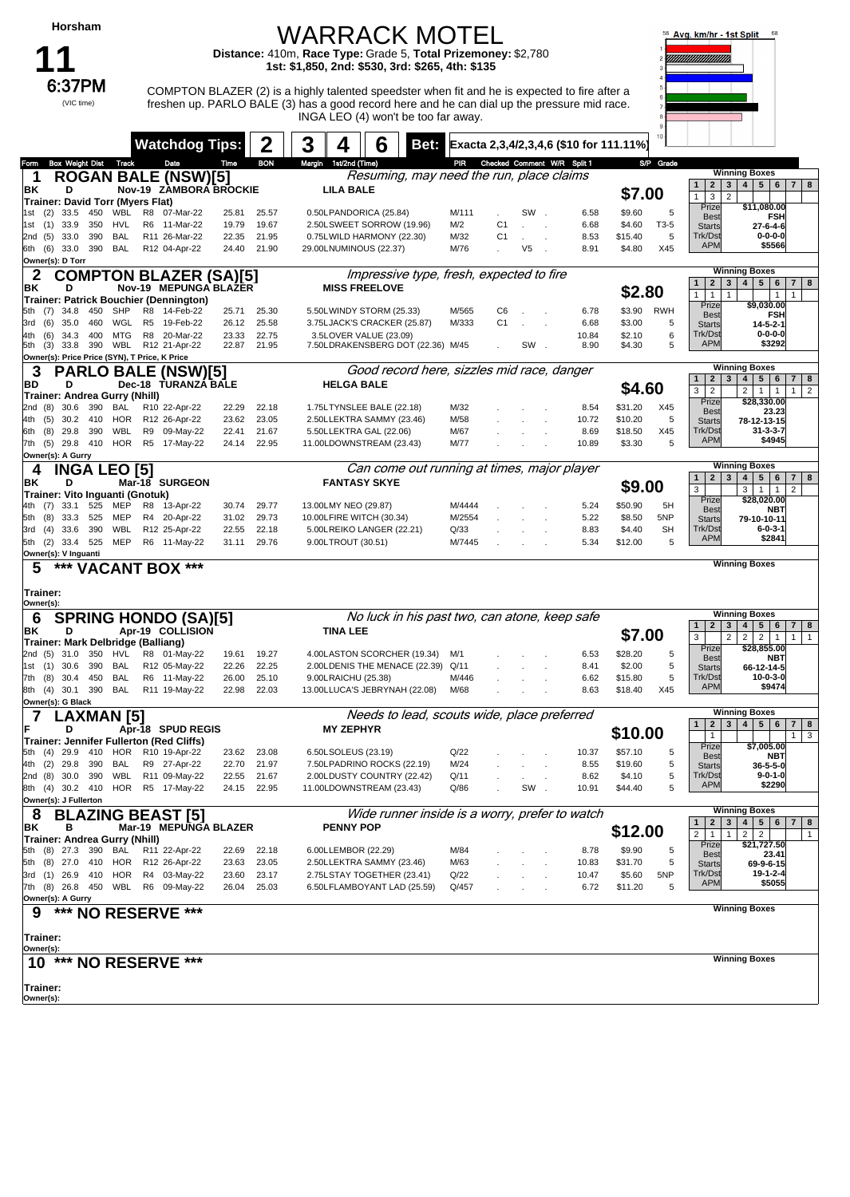**Horsham**

# 11

**6:37PM** (VIC time)

# WARRACK MOTEL

**Distance:** 410m, **Race Type:** Grade 5, **Total Prizemoney:** $2,780
**1st: $1,850, 2nd: $530, 3rd: $265, 4th: $135**

COMPTON BLAZER (2) is a highly talented speedster when fit and he is expected to fire after a freshen up. PARLO BALE (3) has a good record here and he can dial up the pressure mid race. INGA LEO (4) won't be too far away.

**Watchdog Tips:** 2 | 3 | 4 | 6 **Bet:** Exacta 2,3,4/2,3,4,6 ($10 for 111.11%)

Avg. km/hr - 1st Split

---

## 1 ROGAN BALE (NSW)[5]
BK D Nov-19 ZAMBORA BROCKIE — LILA BALE
*Resuming, may need the run, place claims* — **$7.00**
Trainer: David Torr (Myers Flat)
Owner(s): D Torr

| Form | Box | Weight | Dist | Track | Race | Date | Time | BON | Margin | 1st/2nd (Time) | PIR | Checked | Comment | W/R | Split 1 | S/P | Grade |
|---|---|---|---|---|---|---|---|---|---|---|---|---|---|---|---|---|---|
| 1st | (2) | 33.5 | 450 | WBL | R8 | 07-Mar-22 | 25.81 | 25.57 | 0.50 | PANDORICA (25.84) | M/111 | | SW | | 6.58 | $9.60 | 5 |
| 1st | (1) | 33.9 | 350 | HVL | R6 | 11-Mar-22 | 19.79 | 19.67 | 2.50 | SWEET SORROW (19.96) | M/2 | C1 | | | 6.68 | $4.60 | T3-5 |
| 2nd | (5) | 33.0 | 390 | BAL | R11 | 26-Mar-22 | 22.35 | 21.95 | 0.75 | WILD HARMONY (22.30) | M/32 | C1 | | | 8.53 | $15.40 | 5 |
| 6th | (6) | 33.0 | 390 | BAL | R12 | 04-Apr-22 | 24.40 | 21.90 | 29.00 | NUMINOUS (22.37) | M/76 | | V5 | | 8.91 | $4.80 | X45 |

Winning Boxes: 1: 1, 2: 3, 3: 2 — Prize $11,080.00, Best FSH, Starts 27-6-4-6, Trk/Dst 0-0-0-0, APM $5566

## 2 COMPTON BLAZER (SA)[5]
BK D Nov-19 MEPUNGA BLAZER — MISS FREELOVE
*Impressive type, fresh, expected to fire* — **$2.80**
Trainer: Patrick Bouchier (Dennington)
Owner(s): Price Price (SYN), T Price, K Price

| Form | Box | Weight | Dist | Track | Race | Date | Time | BON | Margin | 1st/2nd (Time) | PIR | Checked | Comment | W/R | Split 1 | S/P | Grade |
|---|---|---|---|---|---|---|---|---|---|---|---|---|---|---|---|---|---|
| 5th | (7) | 34.8 | 450 | SHP | R8 | 14-Feb-22 | 25.71 | 25.30 | 5.50 | WINDY STORM (25.33) | M/565 | C6 | | | 6.78 | $3.90 | RWH |
| 3rd | (6) | 35.0 | 460 | WGL | R5 | 19-Feb-22 | 26.12 | 25.58 | 3.75 | JACK'S CRACKER (25.87) | M/333 | C1 | | | 6.68 | $3.00 | 5 |
| 4th | (6) | 34.3 | 400 | MTG | R8 | 20-Mar-22 | 23.33 | 22.75 | 3.50 | LOVER VALUE (23.09) | | | | | 10.84 | $2.10 | 6 |
| 5th | (3) | 33.8 | 390 | WBL | R12 | 21-Apr-22 | 22.87 | 21.95 | 7.50 | DRAKENSBERG DOT (22.36) | M/45 | | SW | | 8.90 | $4.30 | 5 |

Winning Boxes: 1: 1, 2: 1, 3: 1, 6: 1, 7: 1 — Prize $9,030.00, Best FSH, Starts 14-5-2-1, Trk/Dst 0-0-0-0, APM $3292

## 3 PARLO BALE (NSW)[5]
BD D Dec-18 TURANZA BALE — HELGA BALE
*Good record here, sizzles mid race, danger* — **$4.60**
Trainer: Andrea Gurry (Nhill)
Owner(s): A Gurry

| Form | Box | Weight | Dist | Track | Race | Date | Time | BON | Margin | 1st/2nd (Time) | PIR | Checked | Comment | W/R | Split 1 | S/P | Grade |
|---|---|---|---|---|---|---|---|---|---|---|---|---|---|---|---|---|---|
| 2nd | (8) | 30.6 | 390 | BAL | R10 | 22-Apr-22 | 22.29 | 22.18 | 1.75 | LTYNSLEE BALE (22.18) | M/32 | | | | 8.54 | $31.20 | X45 |
| 4th | (5) | 30.2 | 410 | HOR | R12 | 26-Apr-22 | 23.62 | 23.05 | 2.50 | LEKTRA SAMMY (23.46) | M/58 | | | | 10.72 | $10.20 | 5 |
| 6th | (8) | 29.8 | 390 | WBL | R9 | 09-May-22 | 22.41 | 21.67 | 5.50 | LEKTRA GAL (22.06) | M/67 | | | | 8.69 | $18.50 | X45 |
| 7th | (5) | 29.8 | 410 | HOR | R5 | 17-May-22 | 24.14 | 22.95 | 11.00 | LDOWNSTREAM (23.43) | M/77 | | | | 10.89 | $3.30 | 5 |

Winning Boxes: 1: 3, 2: 2, 4: 2, 5: 1, 6: 1, 7: 1, 8: 2 — Prize $28,330.00, Best 23.23, Starts 78-12-13-15, Trk/Dst 31-3-3-7, APM $4945

## 4 INGA LEO [5]
BK D Mar-18 SURGEON — FANTASY SKYE
*Can come out running at times, major player* — **$9.00**
Trainer: Vito Inguanti (Gnotuk)
Owner(s): V Inguanti

| Form | Box | Weight | Dist | Track | Race | Date | Time | BON | Margin | 1st/2nd (Time) | PIR | Checked | Comment | W/R | Split 1 | S/P | Grade |
|---|---|---|---|---|---|---|---|---|---|---|---|---|---|---|---|---|---|
| 4th | (7) | 33.1 | 525 | MEP | R8 | 13-Apr-22 | 30.74 | 29.77 | 13.00 | LMY NEO (29.87) | M/4444 | | | | 5.24 | $50.90 | 5H |
| 5th | (8) | 33.3 | 525 | MEP | R4 | 20-Apr-22 | 31.02 | 29.73 | 10.00 | LFIRE WITCH (30.34) | M/2554 | | | | 5.22 | $8.50 | 5NP |
| 3rd | (4) | 33.6 | 390 | WBL | R12 | 25-Apr-22 | 22.55 | 22.18 | 5.00 | LREIKO LANGER (22.21) | Q/33 | | | | 8.83 | $4.40 | SH |
| 5th | (2) | 33.4 | 525 | MEP | R6 | 11-May-22 | 31.11 | 29.76 | 9.00 | LTROUT (30.51) | M/7445 | | | | 5.34 | $12.00 | 5 |

Winning Boxes: 1: 3, 4: 3, 5: 1, 6: 1, 7: 2 — Prize $28,020.00, Best NBT, Starts 79-10-10-11, Trk/Dst 6-0-3-1, APM $2841

## 5 *** VACANT BOX ***
Trainer:
Owner(s):

## 6 SPRING HONDO (SA)[5]
BK D Apr-19 COLLISION — TINA LEE
*No luck in his past two, can atone, keep safe* — **$7.00**
Trainer: Mark Delbridge (Balliang)
Owner(s): G Black

| Form | Box | Weight | Dist | Track | Race | Date | Time | BON | Margin | 1st/2nd (Time) | PIR | Checked | Comment | W/R | Split 1 | S/P | Grade |
|---|---|---|---|---|---|---|---|---|---|---|---|---|---|---|---|---|---|
| 2nd | (5) | 31.0 | 350 | HVL | R8 | 01-May-22 | 19.61 | 19.27 | 4.00 | LASTON SCORCHER (19.34) | M/1 | | | | 6.53 | $28.20 | 5 |
| 1st | (1) | 30.6 | 390 | BAL | R12 | 05-May-22 | 22.26 | 22.25 | 2.00 | LDENIS THE MENACE (22.39) | Q/11 | | | | 8.41 | $2.00 | 5 |
| 7th | (8) | 30.4 | 450 | BAL | R6 | 11-May-22 | 26.00 | 25.10 | 9.00 | LRAICHU (25.38) | M/446 | | | | 6.62 | $15.80 | 5 |
| 8th | (4) | 30.1 | 390 | BAL | R11 | 19-May-22 | 22.98 | 22.03 | 13.00 | LLUCA'S JEBRYNAH (22.08) | M/68 | | | | 8.63 | $18.40 | X45 |

Winning Boxes: 1: 3, 3: 2, 4: 2, 5: 2, 6: 1, 7: 1, 8: 1 — Prize $28,855.00, Best NBT, Starts 66-12-14-5, Trk/Dst 10-0-3-0, APM $9474

## 7 LAXMAN [5]
F D Apr-18 SPUD REGIS — MY ZEPHYR
*Needs to lead, scouts wide, place preferred* — **$10.00**
Trainer: Jennifer Fullerton (Red Cliffs)
Owner(s): J Fullerton

| Form | Box | Weight | Dist | Track | Race | Date | Time | BON | Margin | 1st/2nd (Time) | PIR | Checked | Comment | W/R | Split 1 | S/P | Grade |
|---|---|---|---|---|---|---|---|---|---|---|---|---|---|---|---|---|---|
| 5th | (4) | 29.9 | 410 | HOR | R10 | 19-Apr-22 | 23.62 | 23.08 | 6.50 | LSOLEUS (23.19) | Q/22 | | | | 10.37 | $57.10 | 5 |
| 4th | (2) | 29.8 | 390 | BAL | R9 | 27-Apr-22 | 22.70 | 21.97 | 7.50 | LPADRINO ROCKS (22.19) | M/24 | | | | 8.55 | $19.60 | 5 |
| 2nd | (8) | 30.0 | 390 | WBL | R11 | 09-May-22 | 22.55 | 21.67 | 2.00 | LDUSTY COUNTRY (22.42) | Q/11 | | | | 8.62 | $4.10 | 5 |
| 8th | (4) | 30.2 | 410 | HOR | R5 | 17-May-22 | 24.15 | 22.95 | 11.00 | LDOWNSTREAM (23.43) | Q/86 | | SW | | 10.91 | $44.40 | 5 |

Winning Boxes: 1: 1, 7: 1, 8: 3 — Prize $7,005.00, Best NBT, Starts 36-5-5-0, Trk/Dst 9-0-1-0, APM $2290

## 8 BLAZING BEAST [5]
BK B Mar-19 MEPUNGA BLAZER — PENNY POP
*Wide runner inside is a worry, prefer to watch* — **$12.00**
Trainer: Andrea Gurry (Nhill)
Owner(s): A Gurry

| Form | Box | Weight | Dist | Track | Race | Date | Time | BON | Margin | 1st/2nd (Time) | PIR | Checked | Comment | W/R | Split 1 | S/P | Grade |
|---|---|---|---|---|---|---|---|---|---|---|---|---|---|---|---|---|---|
| 5th | (8) | 27.3 | 390 | BAL | R11 | 22-Apr-22 | 22.69 | 22.18 | 6.00 | LLEMBOR (22.29) | M/84 | | | | 8.78 | $9.90 | 5 |
| 5th | (8) | 27.0 | 410 | HOR | R12 | 26-Apr-22 | 23.63 | 23.05 | 2.50 | LEKTRA SAMMY (23.46) | M/63 | | | | 10.83 | $31.70 | 5 |
| 3rd | (1) | 26.9 | 410 | HOR | R4 | 03-May-22 | 23.60 | 23.17 | 2.75 | LSTAY TOGETHER (23.41) | Q/22 | | | | 10.47 | $5.60 | 5NP |
| 7th | (8) | 26.8 | 450 | WBL | R6 | 09-May-22 | 26.04 | 25.03 | 6.50 | LFLAMBOYANT LAD (25.59) | Q/457 | | | | 6.72 | $11.20 | 5 |

Winning Boxes: 1: 2, 2: 1, 3: 1, 4: 2, 5: 2, 8: 1 — Prize $21,727.50, Best 23.41, Starts 69-9-6-15, Trk/Dst 19-1-2-4, APM $5055

## 9 *** NO RESERVE ***
Trainer:
Owner(s):

## 10 *** NO RESERVE ***
Trainer:
Owner(s):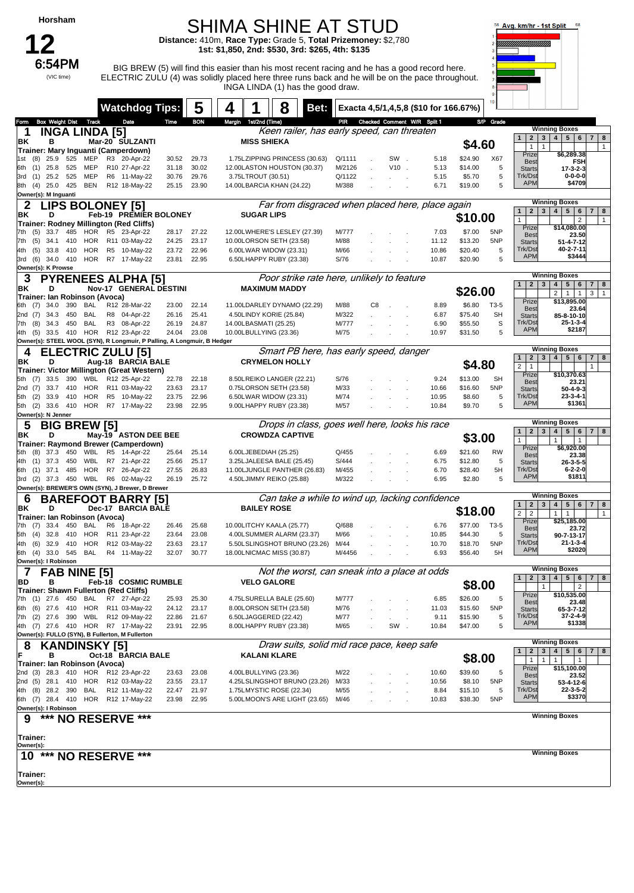Horsham

# 12

6:54PM

(VIC time)

# SHIMA SHINE AT STUD

**Distance:** 410m, **Race Type:** Grade 5, **Total Prizemoney:** $2,780
**1st: $1,850, 2nd: $530, 3rd: $265, 4th: $135**

BIG BREW (5) will find this easier than his most recent racing and he has a good record here. ELECTRIC ZULU (4) was solidly placed here three runs back and he will be on the pace throughout. INGA LINDA (1) has the good draw.

Avg. km/hr - 1st Split

58 68

**Watchdog Tips: 5 4 1 8 Bet: Exacta 4,5/1,4,5,8 ($10 for 166.67%)**

## 1 INGA LINDA [5]

*Keen railer, has early speed, can threaten*

BK B Mar-20 SULZANTI / MISS SHIEKA — **$4.60**

Trainer: Mary Inguanti (Camperdown)

| Form | Box | Weight | Dist | Track | Race | Date | Time | BON | Margin | 1st/2nd (Time) | PIR | Checked | Comment | W/R | Split 1 | S/P | Grade |
|---|---|---|---|---|---|---|---|---|---|---|---|---|---|---|---|---|---|
| 1st | (8) | 25.9 | 525 | MEP | R3 | 20-Apr-22 | 30.52 | 29.73 | 1.75L | ZIPPING PRINCESS (30.63) | Q/1111 | | SW | | 5.18 | $24.90 | X67 |
| 6th | (1) | 25.8 | 525 | MEP | R10 | 27-Apr-22 | 31.18 | 30.02 | 12.00L | ASTON HOUSTON (30.37) | M/2126 | | V10 | | 5.13 | $14.00 | 5 |
| 3rd | (1) | 25.2 | 525 | MEP | R6 | 11-May-22 | 30.76 | 29.76 | 3.75L | TROUT (30.51) | Q/1122 | | | | 5.15 | $5.70 | 5 |
| 8th | (4) | 25.0 | 425 | BEN | R12 | 18-May-22 | 25.15 | 23.90 | 14.00L | BARCIA KHAN (24.22) | M/388 | | | | 6.71 | $19.00 | 5 |

Owner(s): M Inguanti

Winning Boxes: 1: 1, 2: 1 | Prize $6,289.38 | Best FSH | Starts 17-3-2-3 | Trk/Dst 0-0-0-0 | APM $4709

## 2 LIPS BOLONEY [5]

*Far from disgraced when placed here, place again*

BK D Feb-19 PREMIER BOLONEY / SUGAR LIPS — **$10.00**

Trainer: Rodney Millington (Red Cliffs)

| Form | Box | Weight | Dist | Track | Race | Date | Time | BON | Margin | 1st/2nd (Time) | PIR | Checked | Comment | W/R | Split 1 | S/P | Grade |
|---|---|---|---|---|---|---|---|---|---|---|---|---|---|---|---|---|---|
| 7th | (5) | 33.7 | 485 | HOR | R5 | 23-Apr-22 | 28.17 | 27.22 | 12.00L | WHERE'S LESLEY (27.39) | M/777 | | | | 7.03 | $7.00 | 5NP |
| 7th | (5) | 34.1 | 410 | HOR | R11 | 03-May-22 | 24.25 | 23.17 | 10.00L | ORSON SETH (23.58) | M/88 | | | | 11.12 | $13.20 | 5NP |
| 4th | (5) | 33.8 | 410 | HOR | R5 | 10-May-22 | 23.72 | 22.96 | 6.00L | WAR WIDOW (23.31) | M/66 | | | | 10.86 | $20.40 | 5 |
| 3rd | (6) | 34.0 | 410 | HOR | R7 | 17-May-22 | 23.81 | 22.95 | 6.50L | HAPPY RUBY (23.38) | S/76 | | | | 10.87 | $20.90 | 5 |

Owner(s): K Prowse

Winning Boxes: 1: 1, 6: 2, 8: 1 | Prize $14,080.00 | Best 23.50 | Starts 51-4-7-12 | Trk/Dst 40-2-7-11 | APM $3444

## 3 PYRENEES ALPHA [5]

*Poor strike rate here, unlikely to feature*

BK D Nov-17 GENERAL DESTINI / MAXIMUM MADDY — **$26.00**

Trainer: Ian Robinson (Avoca)

| Form | Box | Weight | Dist | Track | Race | Date | Time | BON | Margin | 1st/2nd (Time) | PIR | Checked | Comment | W/R | Split 1 | S/P | Grade |
|---|---|---|---|---|---|---|---|---|---|---|---|---|---|---|---|---|---|
| 6th | (7) | 34.0 | 390 | BAL | R12 | 28-Mar-22 | 23.00 | 22.14 | 11.00L | DARLEY DYNAMO (22.29) | M/88 | C8 | | | 8.89 | $6.80 | T3-5 |
| 2nd | (7) | 34.3 | 450 | BAL | R8 | 04-Apr-22 | 26.16 | 25.41 | 4.50L | INDY KORIE (25.84) | M/322 | | | | 6.87 | $75.40 | SH |
| 7th | (8) | 34.3 | 450 | BAL | R3 | 08-Apr-22 | 26.19 | 24.87 | 14.00L | BASMATI (25.25) | M/777 | | | | 6.90 | $55.50 | S |
| 4th | (5) | 33.5 | 410 | HOR | R12 | 23-Apr-22 | 24.04 | 23.08 | 10.00L | BULLYING (23.36) | M/75 | | | | 10.97 | $31.50 | 5 |

Owner(s): STEEL WOOL (SYN), R Longmuir, P Palling, A Longmuir, B Hedger

Winning Boxes: 4: 2, 5: 1, 6: 1, 7: 3, 8: 1 | Prize $13,895.00 | Best 23.64 | Starts 85-8-10-10 | Trk/Dst 25-1-3-4 | APM $2187

## 4 ELECTRIC ZULU [5]

*Smart PB here, has early speed, danger*

BK D Aug-18 BARCIA BALE / CRYMELON HOLLY — **$4.80**

Trainer: Victor Millington (Great Western)

| Form | Box | Weight | Dist | Track | Race | Date | Time | BON | Margin | 1st/2nd (Time) | PIR | Checked | Comment | W/R | Split 1 | S/P | Grade |
|---|---|---|---|---|---|---|---|---|---|---|---|---|---|---|---|---|---|
| 5th | (7) | 33.5 | 390 | WBL | R12 | 25-Apr-22 | 22.78 | 22.18 | 8.50L | REIKO LANGER (22.21) | S/76 | | | | 9.24 | $13.00 | SH |
| 2nd | (7) | 33.7 | 410 | HOR | R11 | 03-May-22 | 23.63 | 23.17 | 0.75L | ORSON SETH (23.58) | M/33 | | | | 10.66 | $16.60 | 5NP |
| 5th | (2) | 33.9 | 410 | HOR | R5 | 10-May-22 | 23.75 | 22.96 | 6.50L | WAR WIDOW (23.31) | M/74 | | | | 10.95 | $8.60 | 5 |
| 5th | (2) | 33.6 | 410 | HOR | R7 | 17-May-22 | 23.98 | 22.95 | 9.00L | HAPPY RUBY (23.38) | M/57 | | | | 10.84 | $9.70 | 5 |

Owner(s): N Jenner

Winning Boxes: 1: 2, 2: 1, 7: 1 | Prize $10,370.63 | Best 23.21 | Starts 50-4-9-3 | Trk/Dst 23-3-4-1 | APM $1361

## 5 BIG BREW [5]

*Drops in class, goes well here, looks his race*

BK D May-19 ASTON DEE BEE / CROWDZA CAPTIVE — **$3.00**

Trainer: Raymond Brewer (Camperdown)

| Form | Box | Weight | Dist | Track | Race | Date | Time | BON | Margin | 1st/2nd (Time) | PIR | Checked | Comment | W/R | Split 1 | S/P | Grade |
|---|---|---|---|---|---|---|---|---|---|---|---|---|---|---|---|---|---|
| 5th | (8) | 37.3 | 450 | WBL | R5 | 14-Apr-22 | 25.64 | 25.14 | 6.00L | JEBEDIAH (25.25) | Q/455 | | | | 6.69 | $21.60 | RW |
| 4th | (1) | 37.3 | 450 | WBL | R7 | 21-Apr-22 | 25.66 | 25.17 | 3.25L | JALEESA BALE (25.45) | S/444 | | | | 6.75 | $12.80 | 5 |
| 6th | (1) | 37.1 | 485 | HOR | R7 | 26-Apr-22 | 27.55 | 26.83 | 11.00L | JUNGLE PANTHER (26.83) | M/455 | | | | 6.70 | $28.40 | 5H |
| 3rd | (2) | 37.3 | 450 | WBL | R6 | 02-May-22 | 26.19 | 25.72 | 4.50L | JIMMY REIKO (25.88) | M/322 | | | | 6.95 | $2.80 | 5 |

Owner(s): BREWER'S OWN (SYN), J Brewer, D Brewer

Winning Boxes: 1: 1, 4: 1, 6: 1 | Prize $6,920.00 | Best 23.38 | Starts 26-3-5-5 | Trk/Dst 6-2-2-0 | APM $1811

## 6 BAREFOOT BARRY [5]

*Can take a while to wind up, lacking confidence*

BK D Dec-17 BARCIA BALE / BAILEY ROSE — **$18.00**

Trainer: Ian Robinson (Avoca)

| Form | Box | Weight | Dist | Track | Race | Date | Time | BON | Margin | 1st/2nd (Time) | PIR | Checked | Comment | W/R | Split 1 | S/P | Grade |
|---|---|---|---|---|---|---|---|---|---|---|---|---|---|---|---|---|---|
| 7th | (7) | 33.4 | 450 | BAL | R6 | 18-Apr-22 | 26.46 | 25.68 | 10.00L | ITCHY KAALA (25.77) | Q/688 | | | | 6.76 | $77.00 | T3-5 |
| 5th | (4) | 32.8 | 410 | HOR | R11 | 23-Apr-22 | 23.64 | 23.08 | 4.00L | SUMMER ALARM (23.37) | M/66 | | | | 10.85 | $44.30 | 5 |
| 4th | (6) | 32.9 | 410 | HOR | R12 | 03-May-22 | 23.63 | 23.17 | 5.50L | SLINGSHOT BRUNO (23.26) | M/44 | | | | 10.70 | $18.70 | 5NP |
| 6th | (4) | 33.0 | 545 | BAL | R4 | 11-May-22 | 32.07 | 30.77 | 18.00L | NICMAC MISS (30.87) | M/4456 | | | | 6.93 | $56.40 | 5H |

Owner(s): I Robinson

Winning Boxes: 1: 2, 2: 2, 4: 1, 5: 1, 8: 1 | Prize $25,185.00 | Best 23.72 | Starts 90-7-13-17 | Trk/Dst 21-1-3-4 | APM $2020

## 7 FAB NINE [5]

*Not the worst, can sneak into a place at odds*

BD B Feb-18 COSMIC RUMBLE / VELO GALORE — **$8.00**

Trainer: Shawn Fullerton (Red Cliffs)

| Form | Box | Weight | Dist | Track | Race | Date | Time | BON | Margin | 1st/2nd (Time) | PIR | Checked | Comment | W/R | Split 1 | S/P | Grade |
|---|---|---|---|---|---|---|---|---|---|---|---|---|---|---|---|---|---|
| 7th | (1) | 27.6 | 450 | BAL | R7 | 27-Apr-22 | 25.93 | 25.30 | 4.75L | SURELLA BALE (25.60) | M/777 | | | | 6.85 | $26.00 | 5 |
| 6th | (6) | 27.6 | 410 | HOR | R11 | 03-May-22 | 24.12 | 23.17 | 8.00L | ORSON SETH (23.58) | M/76 | | | | 11.03 | $15.60 | 5NP |
| 7th | (2) | 27.6 | 390 | WBL | R12 | 09-May-22 | 22.86 | 21.67 | 6.50L | JAGGERED (22.42) | M/77 | | | | 9.11 | $15.90 | 5 |
| 4th | (7) | 27.6 | 410 | HOR | R7 | 17-May-22 | 23.91 | 22.95 | 8.00L | HAPPY RUBY (23.38) | M/65 | | SW | | 10.84 | $47.00 | 5 |

Owner(s): FULLO (SYN), B Fullerton, M Fullerton

Winning Boxes: 3: 1, 6: 2 | Prize $10,535.00 | Best 23.48 | Starts 65-3-7-12 | Trk/Dst 37-2-4-9 | APM $1338

## 8 KANDINSKY [5]

*Draw suits, solid mid race pace, keep safe*

F B Oct-18 BARCIA BALE / KALANI KLARE — **$8.00**

Trainer: Ian Robinson (Avoca)

| Form | Box | Weight | Dist | Track | Race | Date | Time | BON | Margin | 1st/2nd (Time) | PIR | Checked | Comment | W/R | Split 1 | S/P | Grade |
|---|---|---|---|---|---|---|---|---|---|---|---|---|---|---|---|---|---|
| 2nd | (3) | 28.3 | 410 | HOR | R12 | 23-Apr-22 | 23.63 | 23.08 | 4.00L | BULLYING (23.36) | M/22 | | | | 10.60 | $39.60 | 5 |
| 2nd | (5) | 28.1 | 410 | HOR | R12 | 03-May-22 | 23.55 | 23.17 | 4.25L | SLINGSHOT BRUNO (23.26) | M/33 | | | | 10.56 | $8.10 | 5NP |
| 4th | (8) | 28.2 | 390 | BAL | R12 | 11-May-22 | 22.47 | 21.97 | 1.75L | MYSTIC ROSE (22.34) | M/55 | | | | 8.84 | $15.10 | 5 |
| 6th | (7) | 28.4 | 410 | HOR | R12 | 17-May-22 | 23.98 | 22.95 | 5.00L | MOON'S ARE LIGHT (23.65) | M/46 | | | | 10.83 | $38.30 | 5NP |

Owner(s): I Robinson

Winning Boxes: 2: 1, 3: 1, 4: 1, 6: 1 | Prize $15,100.00 | Best 23.52 | Starts 53-4-12-6 | Trk/Dst 22-3-5-2 | APM $3370

## 9 *** NO RESERVE ***

Trainer:
Owner(s):

Winning Boxes

## 10 *** NO RESERVE ***

Trainer:
Owner(s):

Winning Boxes